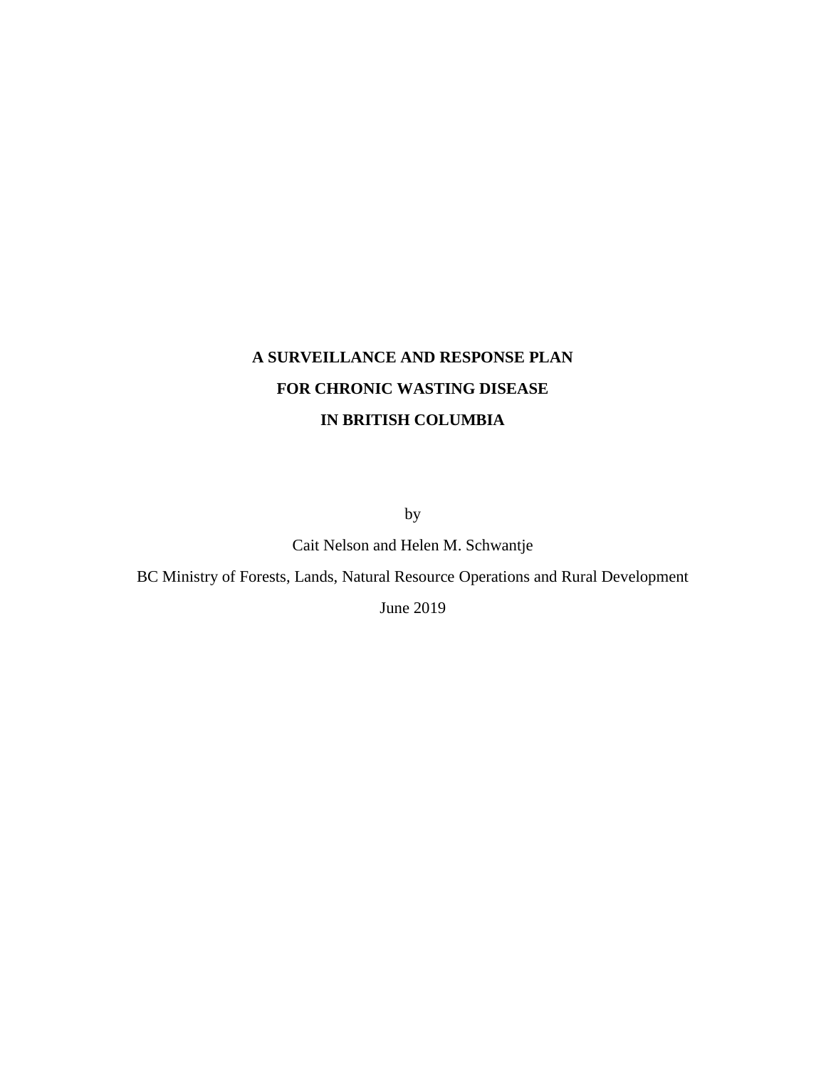# A SURVEILLANCE AND RESPONSE PLAN FOR CHRONIC WASTING DISEASE IN BRITISH COLUMBIA

by

Cait Nelson and Helen M. Schwantje

BC Ministry of Forests, Lands, Natural Resource Operations and Rural Development

June 2019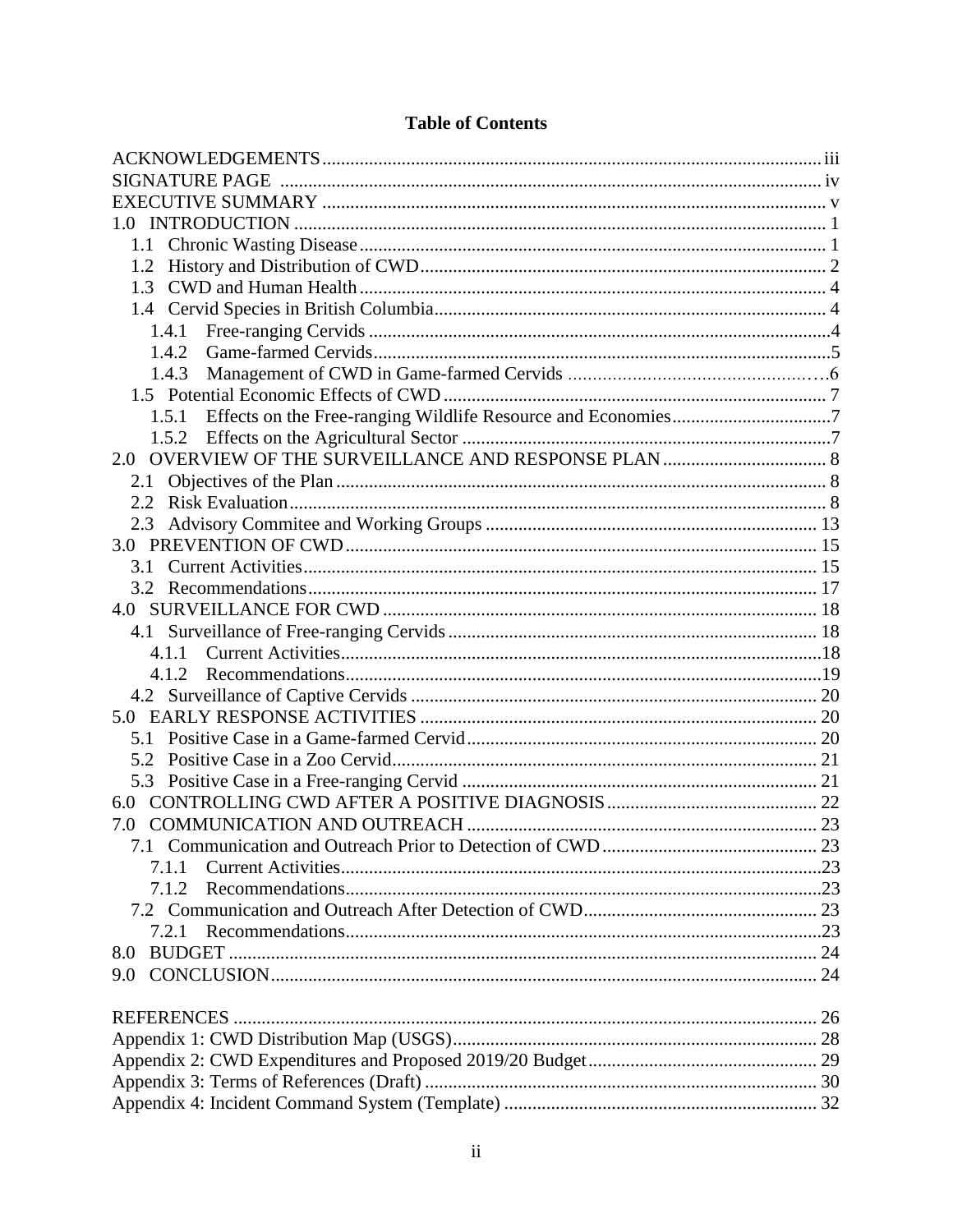# Table of Contents

ACKNOWLEDGEMENTS ..... iii
SIGNATURE PAGE ..... iv
EXECUTIVE SUMMARY ..... v
1.0 INTRODUCTION ..... 1
- 1.1 Chronic Wasting Disease ..... 1
- 1.2 History and Distribution of CWD ..... 2
- 1.3 CWD and Human Health ..... 4
- 1.4 Cervid Species in British Columbia ..... 4
  - 1.4.1 Free-ranging Cervids ..... 4
  - 1.4.2 Game-farmed Cervids ..... 5
  - 1.4.3 Management of CWD in Game-farmed Cervids ..... 6
- 1.5 Potential Economic Effects of CWD ..... 7
  - 1.5.1 Effects on the Free-ranging Wildlife Resource and Economies ..... 7
  - 1.5.2 Effects on the Agricultural Sector ..... 7

2.0 OVERVIEW OF THE SURVEILLANCE AND RESPONSE PLAN ..... 8
- 2.1 Objectives of the Plan ..... 8
- 2.2 Risk Evaluation ..... 8
- 2.3 Advisory Commitee and Working Groups ..... 13

3.0 PREVENTION OF CWD ..... 15
- 3.1 Current Activities ..... 15
- 3.2 Recommendations ..... 17

4.0 SURVEILLANCE FOR CWD ..... 18
- 4.1 Surveillance of Free-ranging Cervids ..... 18
  - 4.1.1 Current Activities ..... 18
  - 4.1.2 Recommendations ..... 19
- 4.2 Surveillance of Captive Cervids ..... 20

5.0 EARLY RESPONSE ACTIVITIES ..... 20
- 5.1 Positive Case in a Game-farmed Cervid ..... 20
- 5.2 Positive Case in a Zoo Cervid ..... 21
- 5.3 Positive Case in a Free-ranging Cervid ..... 21

6.0 CONTROLLING CWD AFTER A POSITIVE DIAGNOSIS ..... 22

7.0 COMMUNICATION AND OUTREACH ..... 23
- 7.1 Communication and Outreach Prior to Detection of CWD ..... 23
  - 7.1.1 Current Activities ..... 23
  - 7.1.2 Recommendations ..... 23
- 7.2 Communication and Outreach After Detection of CWD ..... 23
  - 7.2.1 Recommendations ..... 23

8.0 BUDGET ..... 24

9.0 CONCLUSION ..... 24

REFERENCES ..... 26
Appendix 1: CWD Distribution Map (USGS) ..... 28
Appendix 2: CWD Expenditures and Proposed 2019/20 Budget ..... 29
Appendix 3: Terms of References (Draft) ..... 30
Appendix 4: Incident Command System (Template) ..... 32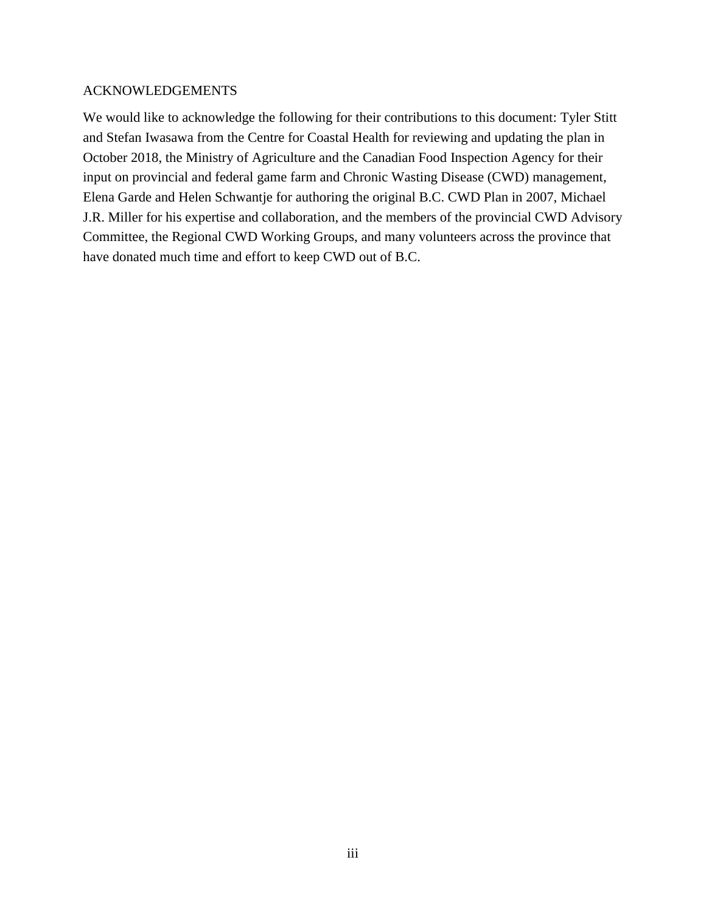## ACKNOWLEDGEMENTS

We would like to acknowledge the following for their contributions to this document: Tyler Stitt and Stefan Iwasawa from the Centre for Coastal Health for reviewing and updating the plan in October 2018, the Ministry of Agriculture and the Canadian Food Inspection Agency for their input on provincial and federal game farm and Chronic Wasting Disease (CWD) management, Elena Garde and Helen Schwantje for authoring the original B.C. CWD Plan in 2007, Michael J.R. Miller for his expertise and collaboration, and the members of the provincial CWD Advisory Committee, the Regional CWD Working Groups, and many volunteers across the province that have donated much time and effort to keep CWD out of B.C.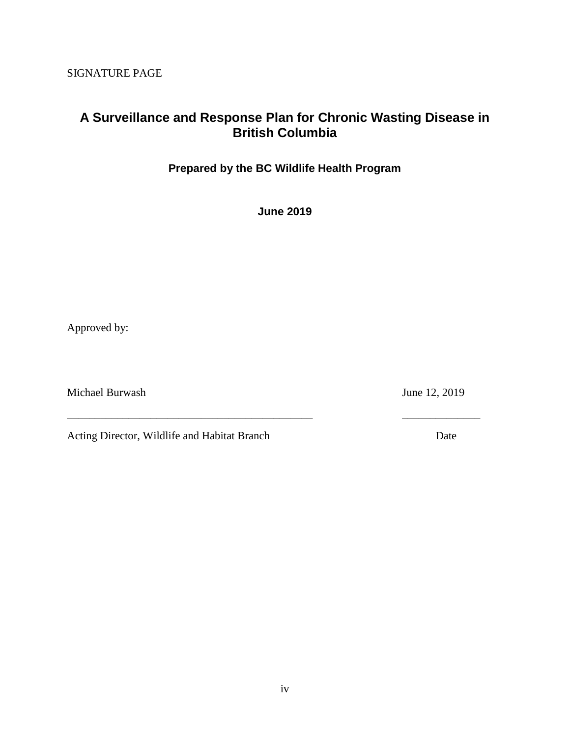SIGNATURE PAGE

# A Surveillance and Response Plan for Chronic Wasting Disease in British Columbia

**Prepared by the BC Wildlife Health Program**

**June 2019**

Approved by:

Michael Burwash                                                                 June 12, 2019

_____________________________________________          ______________

Acting Director, Wildlife and Habitat Branch                                Date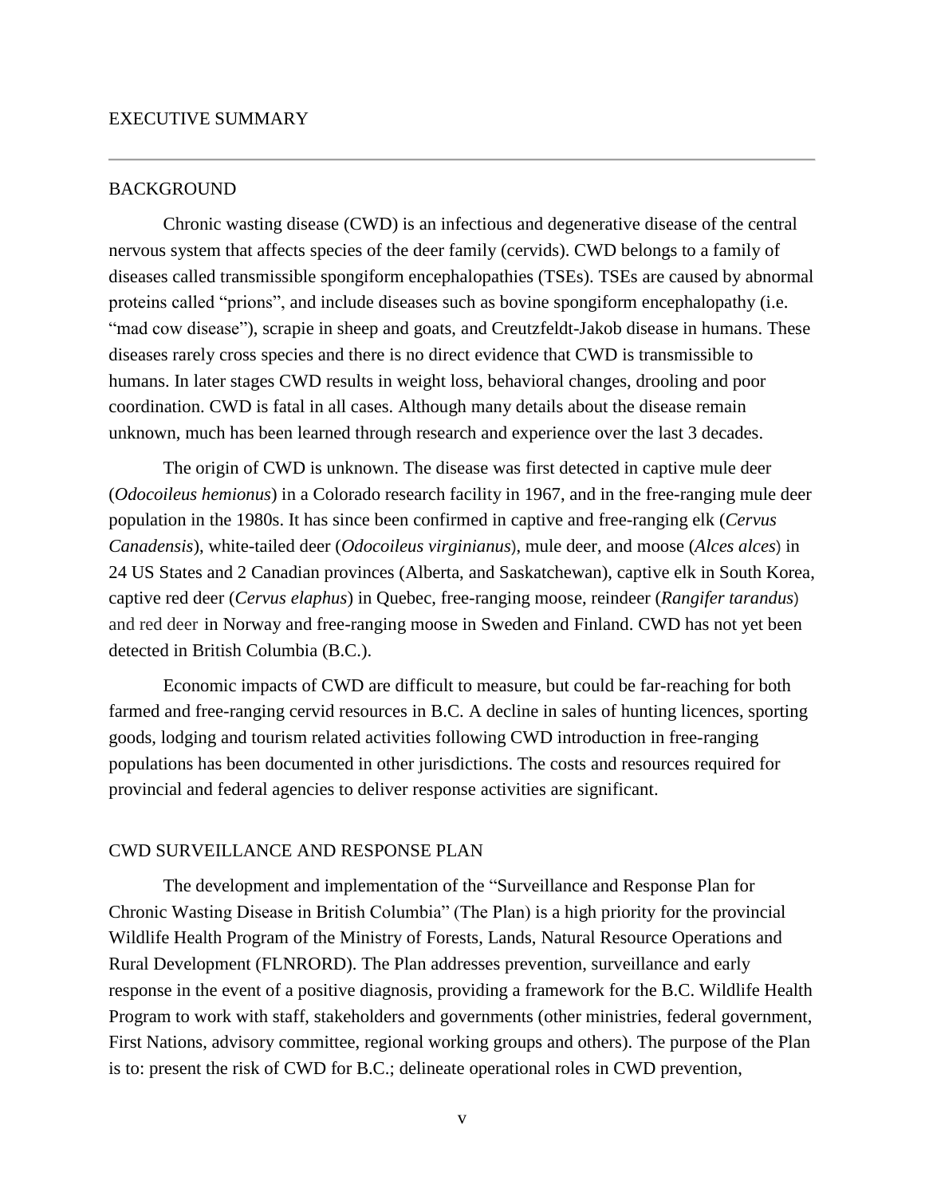# EXECUTIVE SUMMARY

## BACKGROUND

Chronic wasting disease (CWD) is an infectious and degenerative disease of the central nervous system that affects species of the deer family (cervids). CWD belongs to a family of diseases called transmissible spongiform encephalopathies (TSEs). TSEs are caused by abnormal proteins called "prions", and include diseases such as bovine spongiform encephalopathy (i.e. "mad cow disease"), scrapie in sheep and goats, and Creutzfeldt-Jakob disease in humans. These diseases rarely cross species and there is no direct evidence that CWD is transmissible to humans. In later stages CWD results in weight loss, behavioral changes, drooling and poor coordination. CWD is fatal in all cases. Although many details about the disease remain unknown, much has been learned through research and experience over the last 3 decades.

The origin of CWD is unknown. The disease was first detected in captive mule deer (*Odocoileus hemionus*) in a Colorado research facility in 1967, and in the free-ranging mule deer population in the 1980s. It has since been confirmed in captive and free-ranging elk (*Cervus Canadensis*), white-tailed deer (*Odocoileus virginianus*), mule deer, and moose (*Alces alces*) in 24 US States and 2 Canadian provinces (Alberta, and Saskatchewan), captive elk in South Korea, captive red deer (*Cervus elaphus*) in Quebec, free-ranging moose, reindeer (*Rangifer tarandus*) and red deer in Norway and free-ranging moose in Sweden and Finland. CWD has not yet been detected in British Columbia (B.C.).

Economic impacts of CWD are difficult to measure, but could be far-reaching for both farmed and free-ranging cervid resources in B.C. A decline in sales of hunting licences, sporting goods, lodging and tourism related activities following CWD introduction in free-ranging populations has been documented in other jurisdictions. The costs and resources required for provincial and federal agencies to deliver response activities are significant.

## CWD SURVEILLANCE AND RESPONSE PLAN

The development and implementation of the "Surveillance and Response Plan for Chronic Wasting Disease in British Columbia" (The Plan) is a high priority for the provincial Wildlife Health Program of the Ministry of Forests, Lands, Natural Resource Operations and Rural Development (FLNRORD). The Plan addresses prevention, surveillance and early response in the event of a positive diagnosis, providing a framework for the B.C. Wildlife Health Program to work with staff, stakeholders and governments (other ministries, federal government, First Nations, advisory committee, regional working groups and others). The purpose of the Plan is to: present the risk of CWD for B.C.; delineate operational roles in CWD prevention,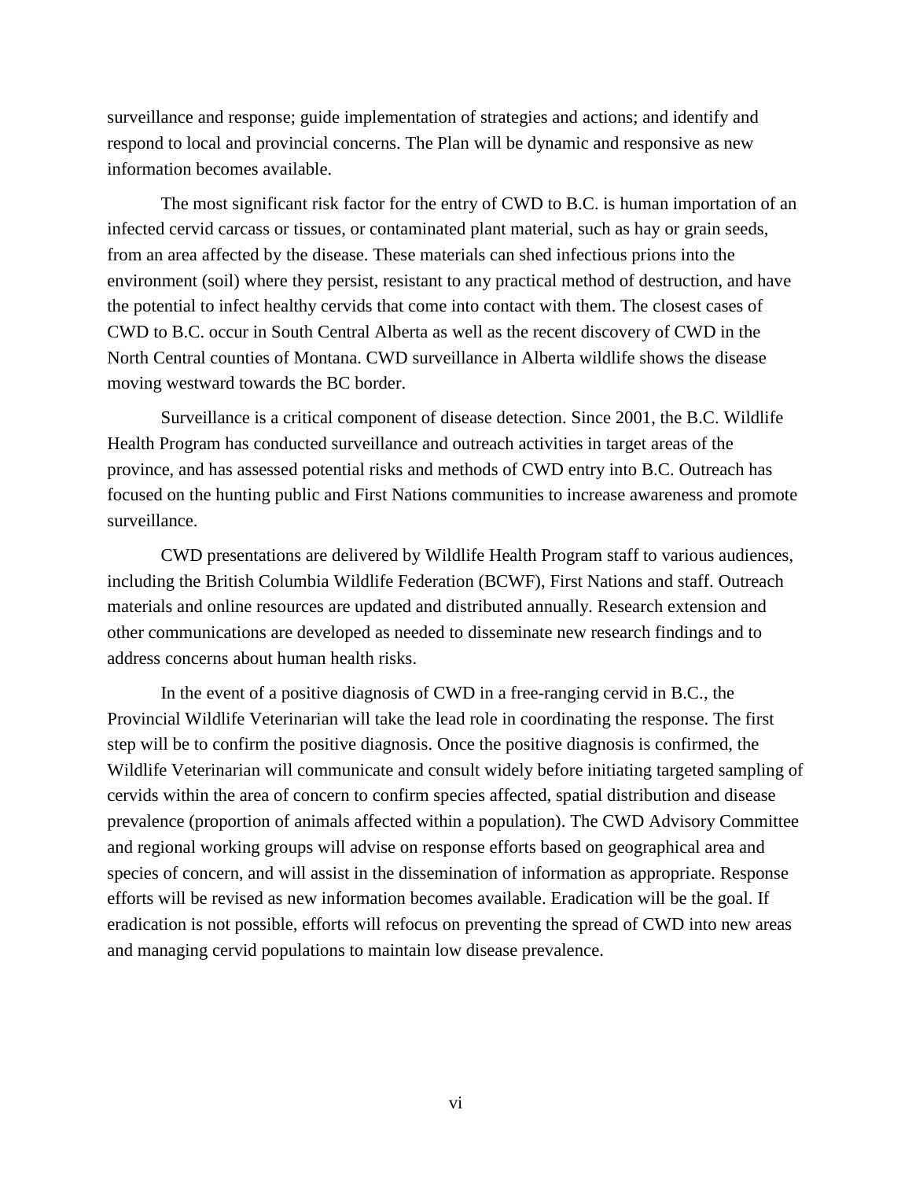surveillance and response; guide implementation of strategies and actions; and identify and respond to local and provincial concerns. The Plan will be dynamic and responsive as new information becomes available.

The most significant risk factor for the entry of CWD to B.C. is human importation of an infected cervid carcass or tissues, or contaminated plant material, such as hay or grain seeds, from an area affected by the disease. These materials can shed infectious prions into the environment (soil) where they persist, resistant to any practical method of destruction, and have the potential to infect healthy cervids that come into contact with them. The closest cases of CWD to B.C. occur in South Central Alberta as well as the recent discovery of CWD in the North Central counties of Montana. CWD surveillance in Alberta wildlife shows the disease moving westward towards the BC border.

Surveillance is a critical component of disease detection. Since 2001, the B.C. Wildlife Health Program has conducted surveillance and outreach activities in target areas of the province, and has assessed potential risks and methods of CWD entry into B.C. Outreach has focused on the hunting public and First Nations communities to increase awareness and promote surveillance.

CWD presentations are delivered by Wildlife Health Program staff to various audiences, including the British Columbia Wildlife Federation (BCWF), First Nations and staff. Outreach materials and online resources are updated and distributed annually. Research extension and other communications are developed as needed to disseminate new research findings and to address concerns about human health risks.

In the event of a positive diagnosis of CWD in a free-ranging cervid in B.C., the Provincial Wildlife Veterinarian will take the lead role in coordinating the response. The first step will be to confirm the positive diagnosis. Once the positive diagnosis is confirmed, the Wildlife Veterinarian will communicate and consult widely before initiating targeted sampling of cervids within the area of concern to confirm species affected, spatial distribution and disease prevalence (proportion of animals affected within a population). The CWD Advisory Committee and regional working groups will advise on response efforts based on geographical area and species of concern, and will assist in the dissemination of information as appropriate. Response efforts will be revised as new information becomes available. Eradication will be the goal. If eradication is not possible, efforts will refocus on preventing the spread of CWD into new areas and managing cervid populations to maintain low disease prevalence.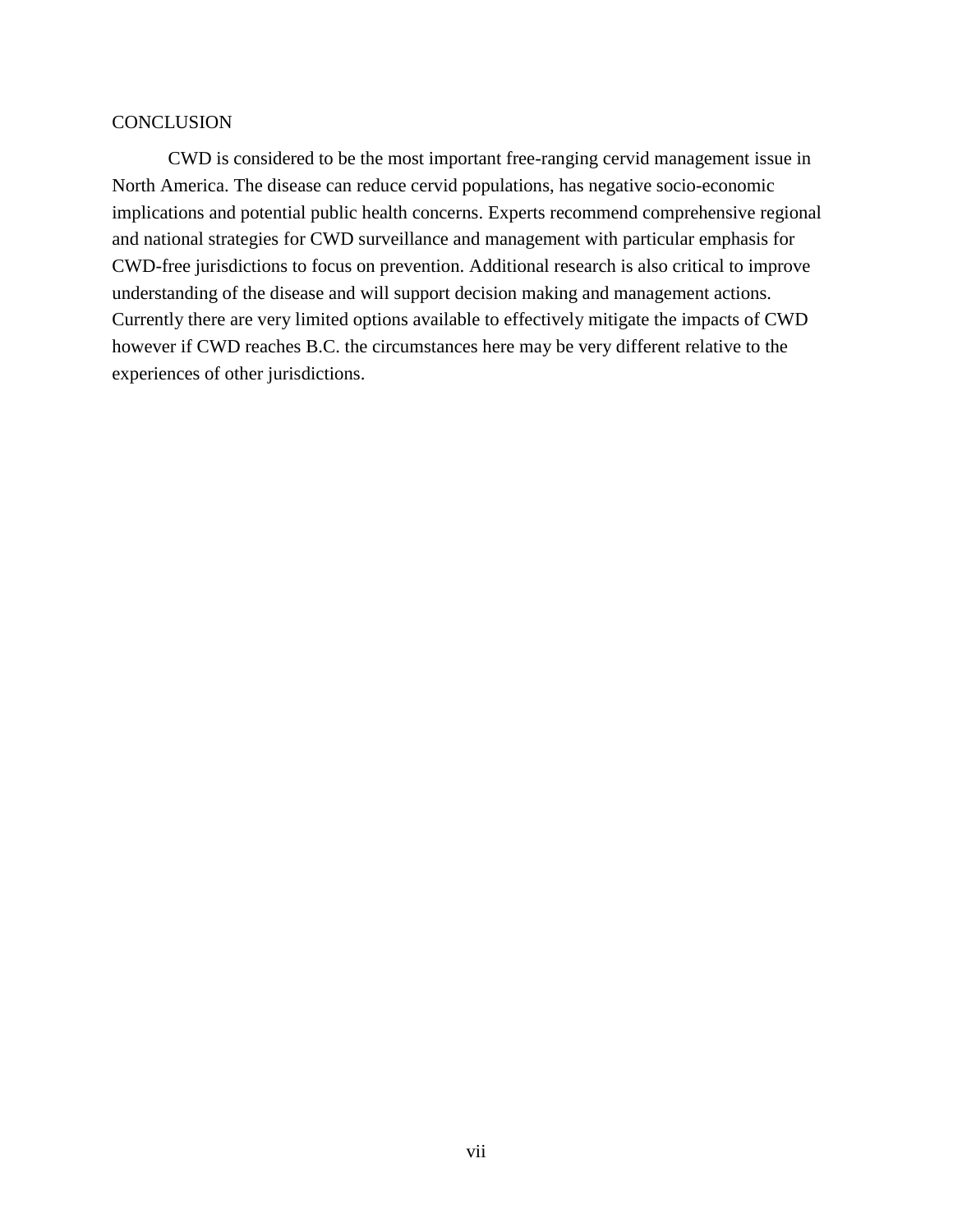## CONCLUSION

CWD is considered to be the most important free-ranging cervid management issue in North America. The disease can reduce cervid populations, has negative socio-economic implications and potential public health concerns. Experts recommend comprehensive regional and national strategies for CWD surveillance and management with particular emphasis for CWD-free jurisdictions to focus on prevention. Additional research is also critical to improve understanding of the disease and will support decision making and management actions. Currently there are very limited options available to effectively mitigate the impacts of CWD however if CWD reaches B.C. the circumstances here may be very different relative to the experiences of other jurisdictions.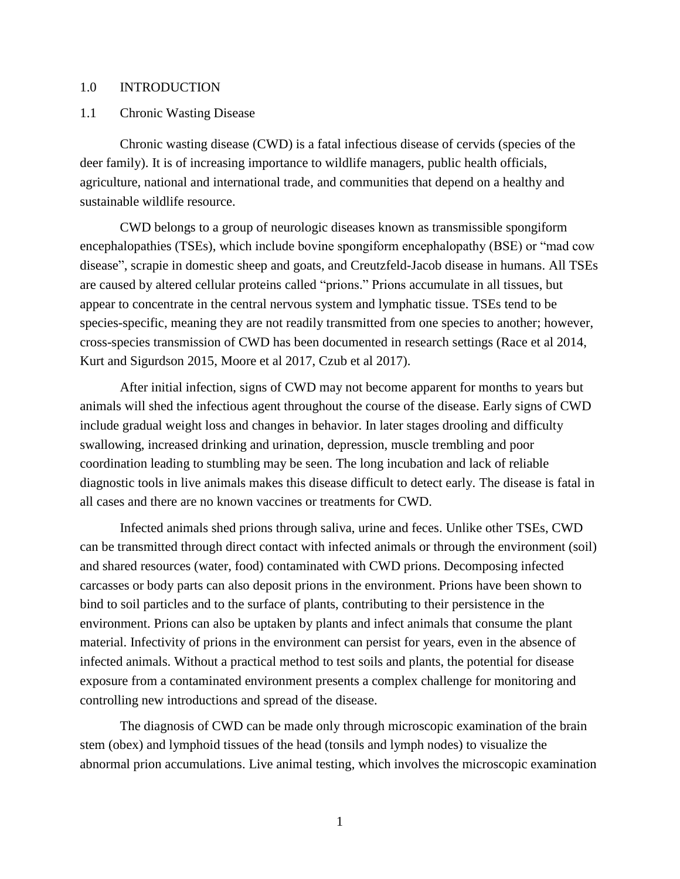# 1.0 INTRODUCTION

## 1.1 Chronic Wasting Disease

Chronic wasting disease (CWD) is a fatal infectious disease of cervids (species of the deer family). It is of increasing importance to wildlife managers, public health officials, agriculture, national and international trade, and communities that depend on a healthy and sustainable wildlife resource.

CWD belongs to a group of neurologic diseases known as transmissible spongiform encephalopathies (TSEs), which include bovine spongiform encephalopathy (BSE) or "mad cow disease", scrapie in domestic sheep and goats, and Creutzfeld-Jacob disease in humans. All TSEs are caused by altered cellular proteins called "prions." Prions accumulate in all tissues, but appear to concentrate in the central nervous system and lymphatic tissue. TSEs tend to be species-specific, meaning they are not readily transmitted from one species to another; however, cross-species transmission of CWD has been documented in research settings (Race et al 2014, Kurt and Sigurdson 2015, Moore et al 2017, Czub et al 2017).

After initial infection, signs of CWD may not become apparent for months to years but animals will shed the infectious agent throughout the course of the disease. Early signs of CWD include gradual weight loss and changes in behavior. In later stages drooling and difficulty swallowing, increased drinking and urination, depression, muscle trembling and poor coordination leading to stumbling may be seen. The long incubation and lack of reliable diagnostic tools in live animals makes this disease difficult to detect early. The disease is fatal in all cases and there are no known vaccines or treatments for CWD.

Infected animals shed prions through saliva, urine and feces. Unlike other TSEs, CWD can be transmitted through direct contact with infected animals or through the environment (soil) and shared resources (water, food) contaminated with CWD prions. Decomposing infected carcasses or body parts can also deposit prions in the environment. Prions have been shown to bind to soil particles and to the surface of plants, contributing to their persistence in the environment. Prions can also be uptaken by plants and infect animals that consume the plant material. Infectivity of prions in the environment can persist for years, even in the absence of infected animals. Without a practical method to test soils and plants, the potential for disease exposure from a contaminated environment presents a complex challenge for monitoring and controlling new introductions and spread of the disease.

The diagnosis of CWD can be made only through microscopic examination of the brain stem (obex) and lymphoid tissues of the head (tonsils and lymph nodes) to visualize the abnormal prion accumulations. Live animal testing, which involves the microscopic examination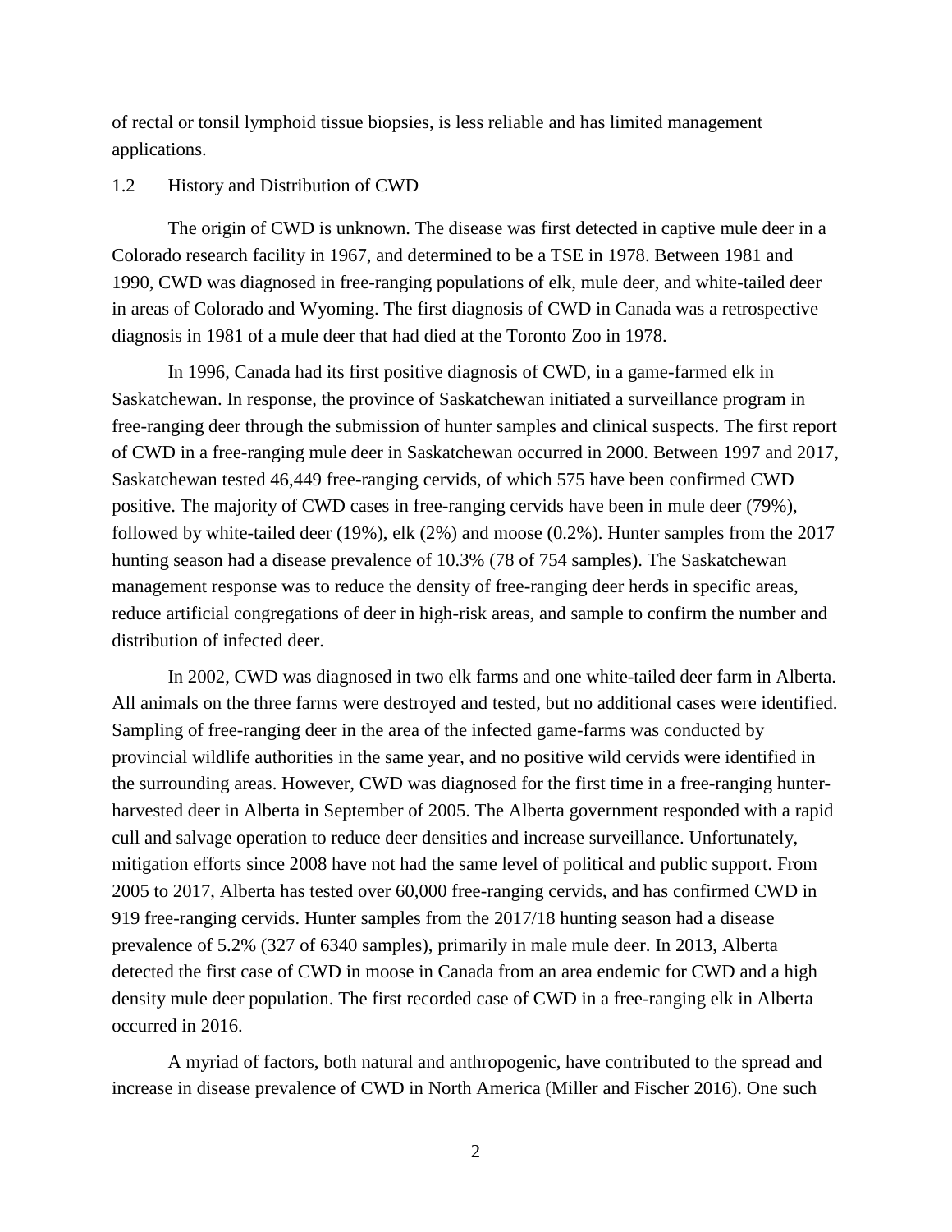of rectal or tonsil lymphoid tissue biopsies, is less reliable and has limited management applications.

## 1.2 History and Distribution of CWD

The origin of CWD is unknown. The disease was first detected in captive mule deer in a Colorado research facility in 1967, and determined to be a TSE in 1978. Between 1981 and 1990, CWD was diagnosed in free-ranging populations of elk, mule deer, and white-tailed deer in areas of Colorado and Wyoming. The first diagnosis of CWD in Canada was a retrospective diagnosis in 1981 of a mule deer that had died at the Toronto Zoo in 1978.

In 1996, Canada had its first positive diagnosis of CWD, in a game-farmed elk in Saskatchewan. In response, the province of Saskatchewan initiated a surveillance program in free-ranging deer through the submission of hunter samples and clinical suspects. The first report of CWD in a free-ranging mule deer in Saskatchewan occurred in 2000. Between 1997 and 2017, Saskatchewan tested 46,449 free-ranging cervids, of which 575 have been confirmed CWD positive. The majority of CWD cases in free-ranging cervids have been in mule deer (79%), followed by white-tailed deer (19%), elk (2%) and moose (0.2%). Hunter samples from the 2017 hunting season had a disease prevalence of 10.3% (78 of 754 samples). The Saskatchewan management response was to reduce the density of free-ranging deer herds in specific areas, reduce artificial congregations of deer in high-risk areas, and sample to confirm the number and distribution of infected deer.

In 2002, CWD was diagnosed in two elk farms and one white-tailed deer farm in Alberta. All animals on the three farms were destroyed and tested, but no additional cases were identified. Sampling of free-ranging deer in the area of the infected game-farms was conducted by provincial wildlife authorities in the same year, and no positive wild cervids were identified in the surrounding areas. However, CWD was diagnosed for the first time in a free-ranging hunter-harvested deer in Alberta in September of 2005. The Alberta government responded with a rapid cull and salvage operation to reduce deer densities and increase surveillance. Unfortunately, mitigation efforts since 2008 have not had the same level of political and public support. From 2005 to 2017, Alberta has tested over 60,000 free-ranging cervids, and has confirmed CWD in 919 free-ranging cervids. Hunter samples from the 2017/18 hunting season had a disease prevalence of 5.2% (327 of 6340 samples), primarily in male mule deer. In 2013, Alberta detected the first case of CWD in moose in Canada from an area endemic for CWD and a high density mule deer population. The first recorded case of CWD in a free-ranging elk in Alberta occurred in 2016.

A myriad of factors, both natural and anthropogenic, have contributed to the spread and increase in disease prevalence of CWD in North America (Miller and Fischer 2016). One such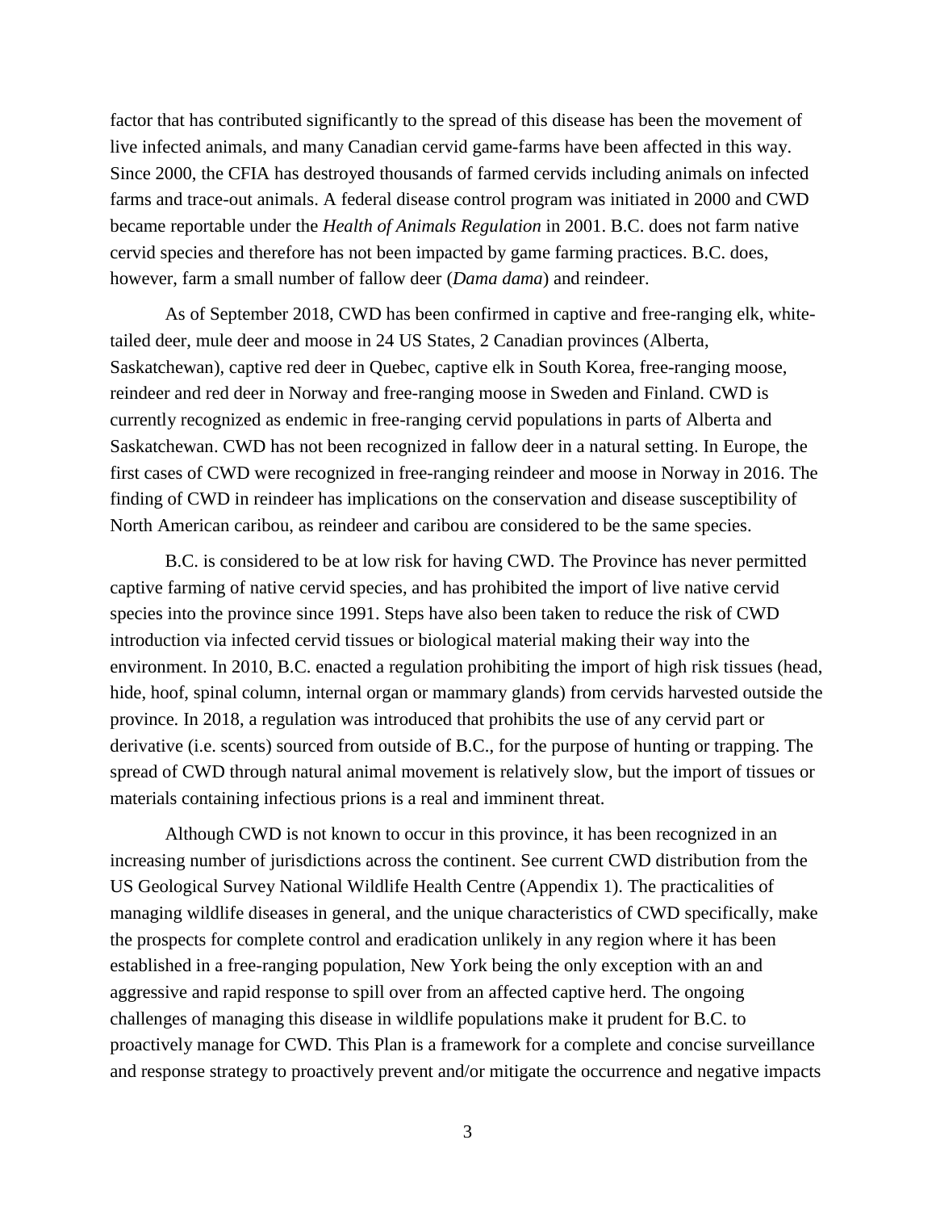factor that has contributed significantly to the spread of this disease has been the movement of live infected animals, and many Canadian cervid game-farms have been affected in this way. Since 2000, the CFIA has destroyed thousands of farmed cervids including animals on infected farms and trace-out animals. A federal disease control program was initiated in 2000 and CWD became reportable under the *Health of Animals Regulation* in 2001. B.C. does not farm native cervid species and therefore has not been impacted by game farming practices. B.C. does, however, farm a small number of fallow deer (*Dama dama*) and reindeer.

As of September 2018, CWD has been confirmed in captive and free-ranging elk, white-tailed deer, mule deer and moose in 24 US States, 2 Canadian provinces (Alberta, Saskatchewan), captive red deer in Quebec, captive elk in South Korea, free-ranging moose, reindeer and red deer in Norway and free-ranging moose in Sweden and Finland. CWD is currently recognized as endemic in free-ranging cervid populations in parts of Alberta and Saskatchewan. CWD has not been recognized in fallow deer in a natural setting. In Europe, the first cases of CWD were recognized in free-ranging reindeer and moose in Norway in 2016. The finding of CWD in reindeer has implications on the conservation and disease susceptibility of North American caribou, as reindeer and caribou are considered to be the same species.

B.C. is considered to be at low risk for having CWD. The Province has never permitted captive farming of native cervid species, and has prohibited the import of live native cervid species into the province since 1991. Steps have also been taken to reduce the risk of CWD introduction via infected cervid tissues or biological material making their way into the environment. In 2010, B.C. enacted a regulation prohibiting the import of high risk tissues (head, hide, hoof, spinal column, internal organ or mammary glands) from cervids harvested outside the province. In 2018, a regulation was introduced that prohibits the use of any cervid part or derivative (i.e. scents) sourced from outside of B.C., for the purpose of hunting or trapping. The spread of CWD through natural animal movement is relatively slow, but the import of tissues or materials containing infectious prions is a real and imminent threat.

Although CWD is not known to occur in this province, it has been recognized in an increasing number of jurisdictions across the continent. See current CWD distribution from the US Geological Survey National Wildlife Health Centre (Appendix 1). The practicalities of managing wildlife diseases in general, and the unique characteristics of CWD specifically, make the prospects for complete control and eradication unlikely in any region where it has been established in a free-ranging population, New York being the only exception with an and aggressive and rapid response to spill over from an affected captive herd. The ongoing challenges of managing this disease in wildlife populations make it prudent for B.C. to proactively manage for CWD. This Plan is a framework for a complete and concise surveillance and response strategy to proactively prevent and/or mitigate the occurrence and negative impacts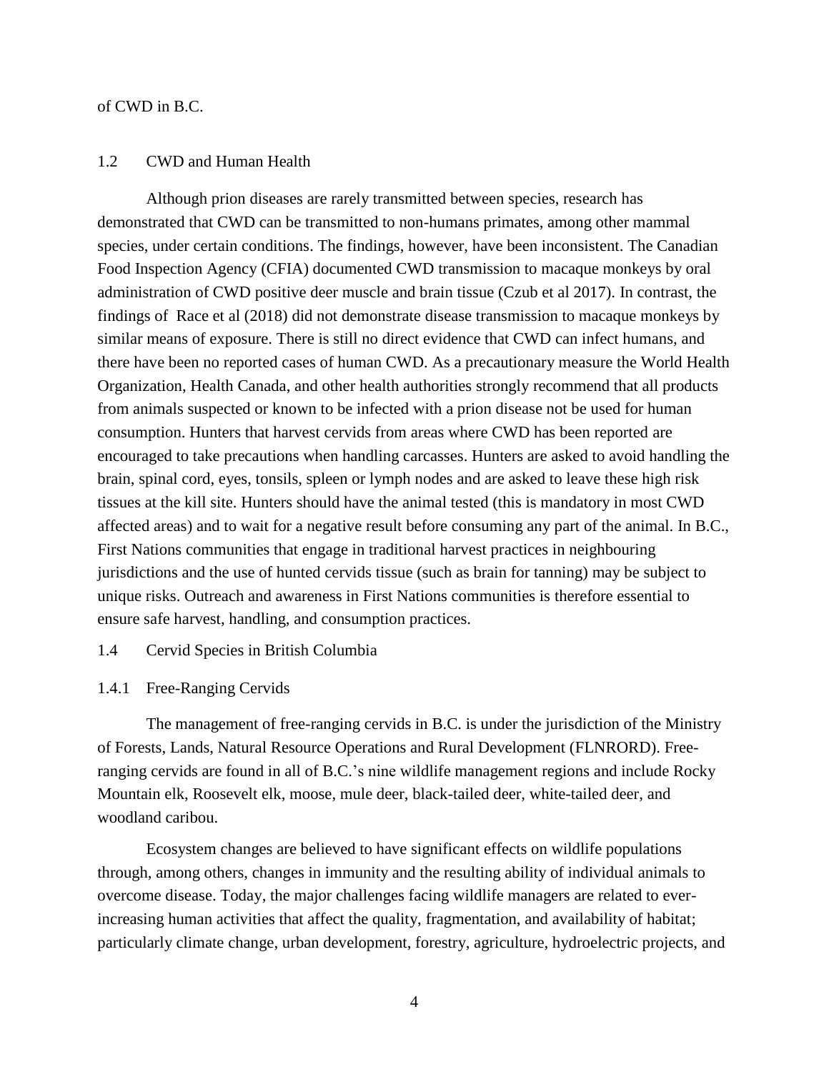of CWD in B.C.

## 1.2 CWD and Human Health

Although prion diseases are rarely transmitted between species, research has demonstrated that CWD can be transmitted to non-humans primates, among other mammal species, under certain conditions. The findings, however, have been inconsistent. The Canadian Food Inspection Agency (CFIA) documented CWD transmission to macaque monkeys by oral administration of CWD positive deer muscle and brain tissue (Czub et al 2017). In contrast, the findings of Race et al (2018) did not demonstrate disease transmission to macaque monkeys by similar means of exposure. There is still no direct evidence that CWD can infect humans, and there have been no reported cases of human CWD. As a precautionary measure the World Health Organization, Health Canada, and other health authorities strongly recommend that all products from animals suspected or known to be infected with a prion disease not be used for human consumption. Hunters that harvest cervids from areas where CWD has been reported are encouraged to take precautions when handling carcasses. Hunters are asked to avoid handling the brain, spinal cord, eyes, tonsils, spleen or lymph nodes and are asked to leave these high risk tissues at the kill site. Hunters should have the animal tested (this is mandatory in most CWD affected areas) and to wait for a negative result before consuming any part of the animal. In B.C., First Nations communities that engage in traditional harvest practices in neighbouring jurisdictions and the use of hunted cervids tissue (such as brain for tanning) may be subject to unique risks. Outreach and awareness in First Nations communities is therefore essential to ensure safe harvest, handling, and consumption practices.

## 1.4 Cervid Species in British Columbia

### 1.4.1 Free-Ranging Cervids

The management of free-ranging cervids in B.C. is under the jurisdiction of the Ministry of Forests, Lands, Natural Resource Operations and Rural Development (FLNRORD). Free-ranging cervids are found in all of B.C.'s nine wildlife management regions and include Rocky Mountain elk, Roosevelt elk, moose, mule deer, black-tailed deer, white-tailed deer, and woodland caribou.

Ecosystem changes are believed to have significant effects on wildlife populations through, among others, changes in immunity and the resulting ability of individual animals to overcome disease. Today, the major challenges facing wildlife managers are related to ever-increasing human activities that affect the quality, fragmentation, and availability of habitat; particularly climate change, urban development, forestry, agriculture, hydroelectric projects, and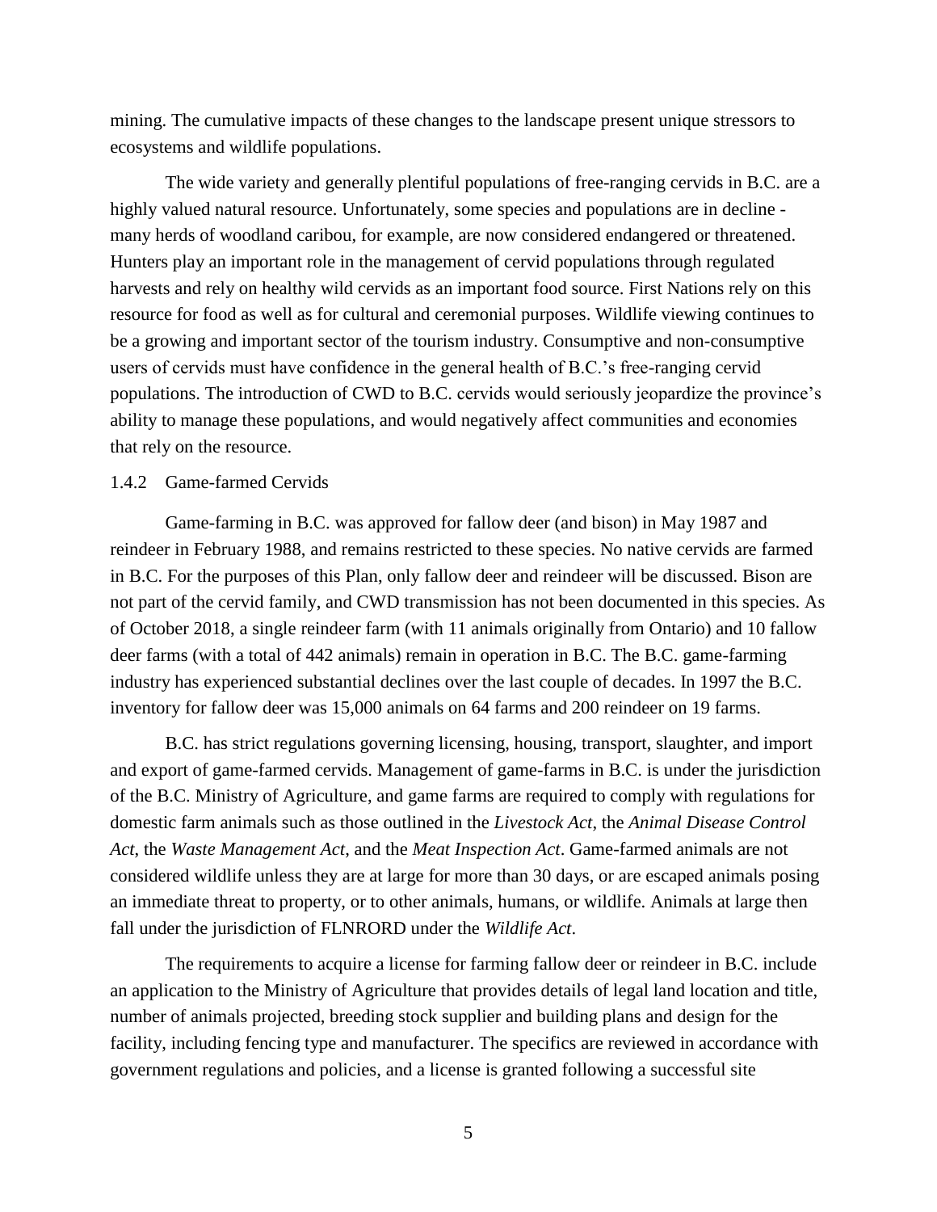mining. The cumulative impacts of these changes to the landscape present unique stressors to ecosystems and wildlife populations.

The wide variety and generally plentiful populations of free-ranging cervids in B.C. are a highly valued natural resource. Unfortunately, some species and populations are in decline - many herds of woodland caribou, for example, are now considered endangered or threatened. Hunters play an important role in the management of cervid populations through regulated harvests and rely on healthy wild cervids as an important food source. First Nations rely on this resource for food as well as for cultural and ceremonial purposes. Wildlife viewing continues to be a growing and important sector of the tourism industry. Consumptive and non-consumptive users of cervids must have confidence in the general health of B.C.'s free-ranging cervid populations. The introduction of CWD to B.C. cervids would seriously jeopardize the province's ability to manage these populations, and would negatively affect communities and economies that rely on the resource.

### 1.4.2 Game-farmed Cervids

Game-farming in B.C. was approved for fallow deer (and bison) in May 1987 and reindeer in February 1988, and remains restricted to these species. No native cervids are farmed in B.C. For the purposes of this Plan, only fallow deer and reindeer will be discussed. Bison are not part of the cervid family, and CWD transmission has not been documented in this species. As of October 2018, a single reindeer farm (with 11 animals originally from Ontario) and 10 fallow deer farms (with a total of 442 animals) remain in operation in B.C. The B.C. game-farming industry has experienced substantial declines over the last couple of decades. In 1997 the B.C. inventory for fallow deer was 15,000 animals on 64 farms and 200 reindeer on 19 farms.

B.C. has strict regulations governing licensing, housing, transport, slaughter, and import and export of game-farmed cervids. Management of game-farms in B.C. is under the jurisdiction of the B.C. Ministry of Agriculture, and game farms are required to comply with regulations for domestic farm animals such as those outlined in the *Livestock Act*, the *Animal Disease Control Act*, the *Waste Management Act*, and the *Meat Inspection Act*. Game-farmed animals are not considered wildlife unless they are at large for more than 30 days, or are escaped animals posing an immediate threat to property, or to other animals, humans, or wildlife. Animals at large then fall under the jurisdiction of FLNRORD under the *Wildlife Act*.

The requirements to acquire a license for farming fallow deer or reindeer in B.C. include an application to the Ministry of Agriculture that provides details of legal land location and title, number of animals projected, breeding stock supplier and building plans and design for the facility, including fencing type and manufacturer. The specifics are reviewed in accordance with government regulations and policies, and a license is granted following a successful site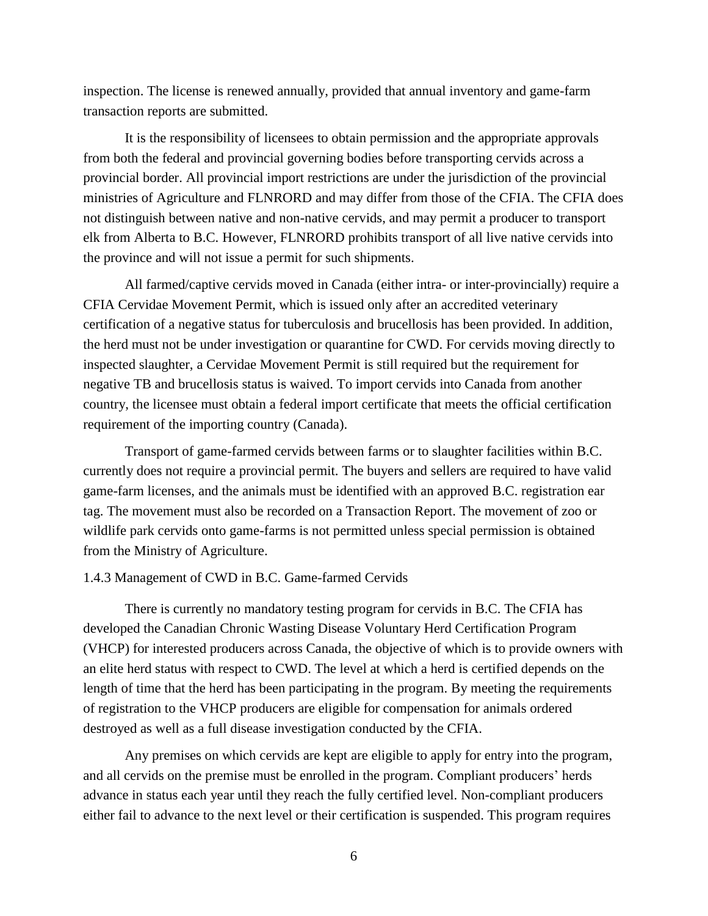inspection. The license is renewed annually, provided that annual inventory and game-farm transaction reports are submitted.

It is the responsibility of licensees to obtain permission and the appropriate approvals from both the federal and provincial governing bodies before transporting cervids across a provincial border. All provincial import restrictions are under the jurisdiction of the provincial ministries of Agriculture and FLNRORD and may differ from those of the CFIA. The CFIA does not distinguish between native and non-native cervids, and may permit a producer to transport elk from Alberta to B.C. However, FLNRORD prohibits transport of all live native cervids into the province and will not issue a permit for such shipments.

All farmed/captive cervids moved in Canada (either intra- or inter-provincially) require a CFIA Cervidae Movement Permit, which is issued only after an accredited veterinary certification of a negative status for tuberculosis and brucellosis has been provided. In addition, the herd must not be under investigation or quarantine for CWD. For cervids moving directly to inspected slaughter, a Cervidae Movement Permit is still required but the requirement for negative TB and brucellosis status is waived. To import cervids into Canada from another country, the licensee must obtain a federal import certificate that meets the official certification requirement of the importing country (Canada).

Transport of game-farmed cervids between farms or to slaughter facilities within B.C. currently does not require a provincial permit. The buyers and sellers are required to have valid game-farm licenses, and the animals must be identified with an approved B.C. registration ear tag. The movement must also be recorded on a Transaction Report. The movement of zoo or wildlife park cervids onto game-farms is not permitted unless special permission is obtained from the Ministry of Agriculture.

### 1.4.3 Management of CWD in B.C. Game-farmed Cervids

There is currently no mandatory testing program for cervids in B.C. The CFIA has developed the Canadian Chronic Wasting Disease Voluntary Herd Certification Program (VHCP) for interested producers across Canada, the objective of which is to provide owners with an elite herd status with respect to CWD. The level at which a herd is certified depends on the length of time that the herd has been participating in the program. By meeting the requirements of registration to the VHCP producers are eligible for compensation for animals ordered destroyed as well as a full disease investigation conducted by the CFIA.

Any premises on which cervids are kept are eligible to apply for entry into the program, and all cervids on the premise must be enrolled in the program. Compliant producers' herds advance in status each year until they reach the fully certified level. Non-compliant producers either fail to advance to the next level or their certification is suspended. This program requires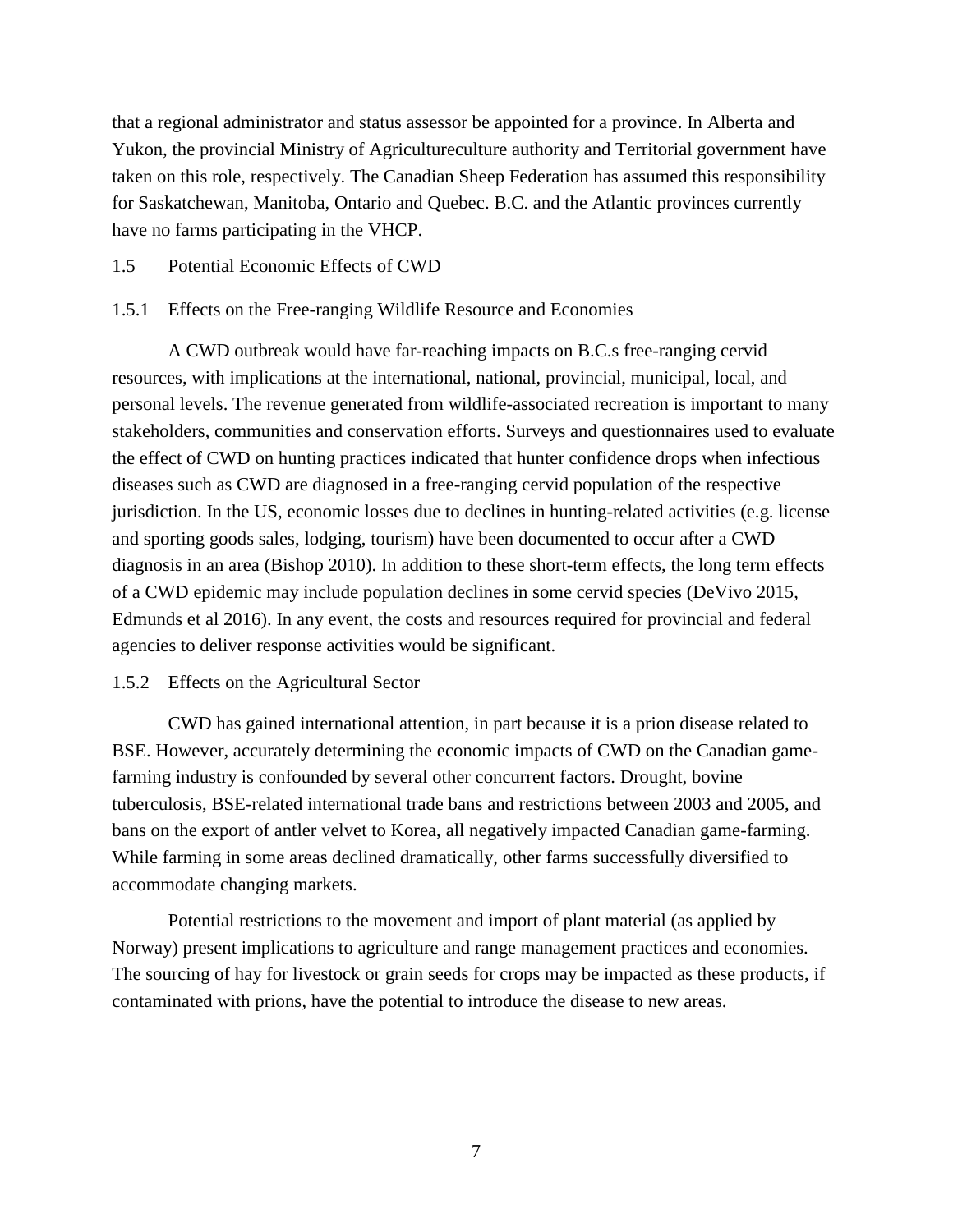that a regional administrator and status assessor be appointed for a province. In Alberta and Yukon, the provincial Ministry of Agricultureculture authority and Territorial government have taken on this role, respectively. The Canadian Sheep Federation has assumed this responsibility for Saskatchewan, Manitoba, Ontario and Quebec. B.C. and the Atlantic provinces currently have no farms participating in the VHCP.

## 1.5 Potential Economic Effects of CWD

### 1.5.1 Effects on the Free-ranging Wildlife Resource and Economies

A CWD outbreak would have far-reaching impacts on B.C.s free-ranging cervid resources, with implications at the international, national, provincial, municipal, local, and personal levels. The revenue generated from wildlife-associated recreation is important to many stakeholders, communities and conservation efforts. Surveys and questionnaires used to evaluate the effect of CWD on hunting practices indicated that hunter confidence drops when infectious diseases such as CWD are diagnosed in a free-ranging cervid population of the respective jurisdiction. In the US, economic losses due to declines in hunting-related activities (e.g. license and sporting goods sales, lodging, tourism) have been documented to occur after a CWD diagnosis in an area (Bishop 2010). In addition to these short-term effects, the long term effects of a CWD epidemic may include population declines in some cervid species (DeVivo 2015, Edmunds et al 2016). In any event, the costs and resources required for provincial and federal agencies to deliver response activities would be significant.

### 1.5.2 Effects on the Agricultural Sector

CWD has gained international attention, in part because it is a prion disease related to BSE. However, accurately determining the economic impacts of CWD on the Canadian game-farming industry is confounded by several other concurrent factors. Drought, bovine tuberculosis, BSE-related international trade bans and restrictions between 2003 and 2005, and bans on the export of antler velvet to Korea, all negatively impacted Canadian game-farming. While farming in some areas declined dramatically, other farms successfully diversified to accommodate changing markets.

Potential restrictions to the movement and import of plant material (as applied by Norway) present implications to agriculture and range management practices and economies. The sourcing of hay for livestock or grain seeds for crops may be impacted as these products, if contaminated with prions, have the potential to introduce the disease to new areas.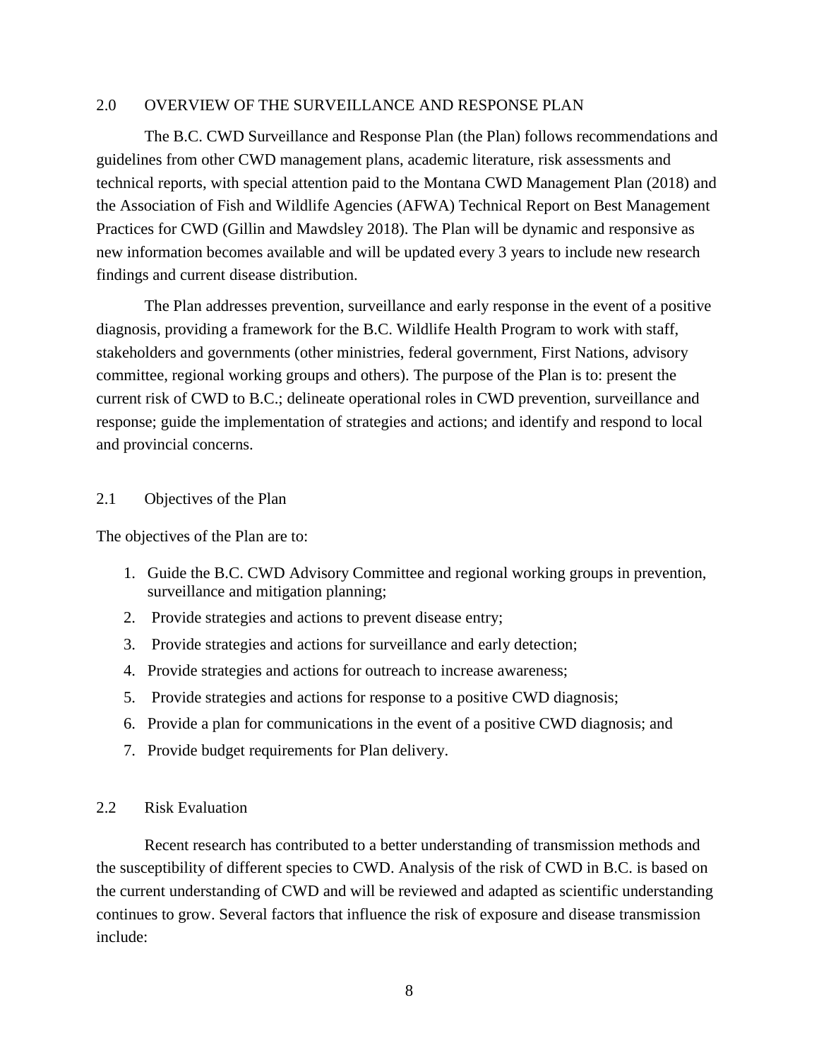## 2.0 OVERVIEW OF THE SURVEILLANCE AND RESPONSE PLAN

The B.C. CWD Surveillance and Response Plan (the Plan) follows recommendations and guidelines from other CWD management plans, academic literature, risk assessments and technical reports, with special attention paid to the Montana CWD Management Plan (2018) and the Association of Fish and Wildlife Agencies (AFWA) Technical Report on Best Management Practices for CWD (Gillin and Mawdsley 2018). The Plan will be dynamic and responsive as new information becomes available and will be updated every 3 years to include new research findings and current disease distribution.

The Plan addresses prevention, surveillance and early response in the event of a positive diagnosis, providing a framework for the B.C. Wildlife Health Program to work with staff, stakeholders and governments (other ministries, federal government, First Nations, advisory committee, regional working groups and others). The purpose of the Plan is to: present the current risk of CWD to B.C.; delineate operational roles in CWD prevention, surveillance and response; guide the implementation of strategies and actions; and identify and respond to local and provincial concerns.

### 2.1 Objectives of the Plan

The objectives of the Plan are to:

1. Guide the B.C. CWD Advisory Committee and regional working groups in prevention, surveillance and mitigation planning;
2. Provide strategies and actions to prevent disease entry;
3. Provide strategies and actions for surveillance and early detection;
4. Provide strategies and actions for outreach to increase awareness;
5. Provide strategies and actions for response to a positive CWD diagnosis;
6. Provide a plan for communications in the event of a positive CWD diagnosis; and
7. Provide budget requirements for Plan delivery.

### 2.2 Risk Evaluation

Recent research has contributed to a better understanding of transmission methods and the susceptibility of different species to CWD. Analysis of the risk of CWD in B.C. is based on the current understanding of CWD and will be reviewed and adapted as scientific understanding continues to grow. Several factors that influence the risk of exposure and disease transmission include: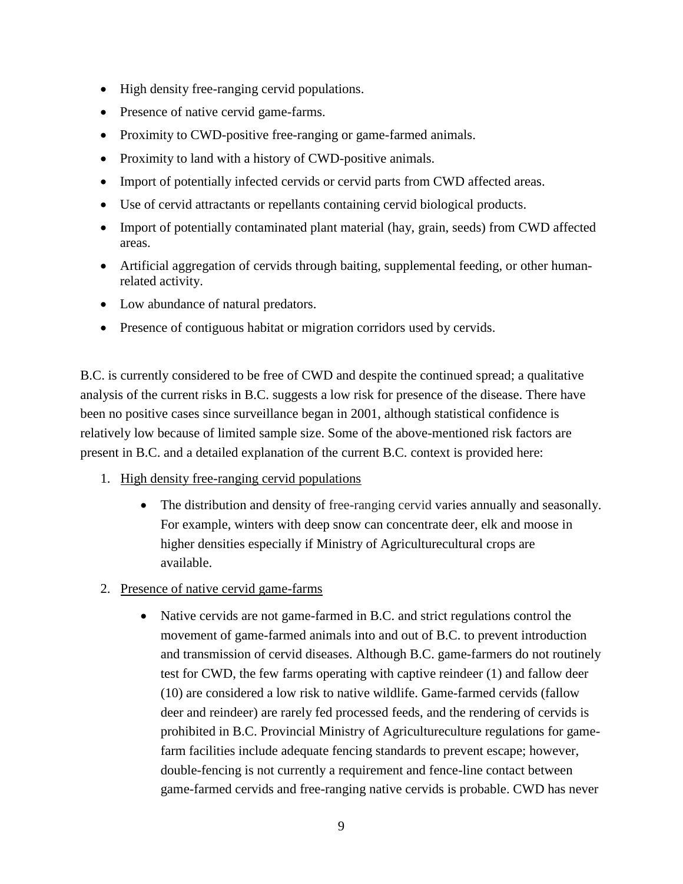- High density free-ranging cervid populations.
- Presence of native cervid game-farms.
- Proximity to CWD-positive free-ranging or game-farmed animals.
- Proximity to land with a history of CWD-positive animals.
- Import of potentially infected cervids or cervid parts from CWD affected areas.
- Use of cervid attractants or repellants containing cervid biological products.
- Import of potentially contaminated plant material (hay, grain, seeds) from CWD affected areas.
- Artificial aggregation of cervids through baiting, supplemental feeding, or other human-related activity.
- Low abundance of natural predators.
- Presence of contiguous habitat or migration corridors used by cervids.

B.C. is currently considered to be free of CWD and despite the continued spread; a qualitative analysis of the current risks in B.C. suggests a low risk for presence of the disease. There have been no positive cases since surveillance began in 2001, although statistical confidence is relatively low because of limited sample size. Some of the above-mentioned risk factors are present in B.C. and a detailed explanation of the current B.C. context is provided here:

1. <u>High density free-ranging cervid populations</u>
    - The distribution and density of free-ranging cervid varies annually and seasonally. For example, winters with deep snow can concentrate deer, elk and moose in higher densities especially if Ministry of Agriculturecultural crops are available.
2. <u>Presence of native cervid game-farms</u>
    - Native cervids are not game-farmed in B.C. and strict regulations control the movement of game-farmed animals into and out of B.C. to prevent introduction and transmission of cervid diseases. Although B.C. game-farmers do not routinely test for CWD, the few farms operating with captive reindeer (1) and fallow deer (10) are considered a low risk to native wildlife. Game-farmed cervids (fallow deer and reindeer) are rarely fed processed feeds, and the rendering of cervids is prohibited in B.C. Provincial Ministry of Agricultureculture regulations for game-farm facilities include adequate fencing standards to prevent escape; however, double-fencing is not currently a requirement and fence-line contact between game-farmed cervids and free-ranging native cervids is probable. CWD has never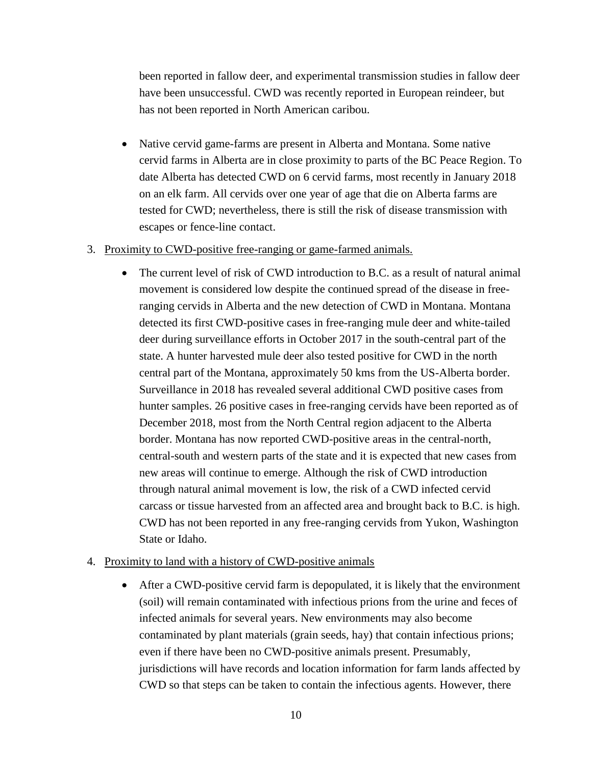been reported in fallow deer, and experimental transmission studies in fallow deer have been unsuccessful. CWD was recently reported in European reindeer, but has not been reported in North American caribou.

- Native cervid game-farms are present in Alberta and Montana. Some native cervid farms in Alberta are in close proximity to parts of the BC Peace Region. To date Alberta has detected CWD on 6 cervid farms, most recently in January 2018 on an elk farm. All cervids over one year of age that die on Alberta farms are tested for CWD; nevertheless, there is still the risk of disease transmission with escapes or fence-line contact.

3. <u>Proximity to CWD-positive free-ranging or game-farmed animals.</u>

   - The current level of risk of CWD introduction to B.C. as a result of natural animal movement is considered low despite the continued spread of the disease in free-ranging cervids in Alberta and the new detection of CWD in Montana. Montana detected its first CWD-positive cases in free-ranging mule deer and white-tailed deer during surveillance efforts in October 2017 in the south-central part of the state. A hunter harvested mule deer also tested positive for CWD in the north central part of the Montana, approximately 50 kms from the US-Alberta border. Surveillance in 2018 has revealed several additional CWD positive cases from hunter samples. 26 positive cases in free-ranging cervids have been reported as of December 2018, most from the North Central region adjacent to the Alberta border. Montana has now reported CWD-positive areas in the central-north, central-south and western parts of the state and it is expected that new cases from new areas will continue to emerge. Although the risk of CWD introduction through natural animal movement is low, the risk of a CWD infected cervid carcass or tissue harvested from an affected area and brought back to B.C. is high. CWD has not been reported in any free-ranging cervids from Yukon, Washington State or Idaho.

4. <u>Proximity to land with a history of CWD-positive animals</u>

   - After a CWD-positive cervid farm is depopulated, it is likely that the environment (soil) will remain contaminated with infectious prions from the urine and feces of infected animals for several years. New environments may also become contaminated by plant materials (grain seeds, hay) that contain infectious prions; even if there have been no CWD-positive animals present. Presumably, jurisdictions will have records and location information for farm lands affected by CWD so that steps can be taken to contain the infectious agents. However, there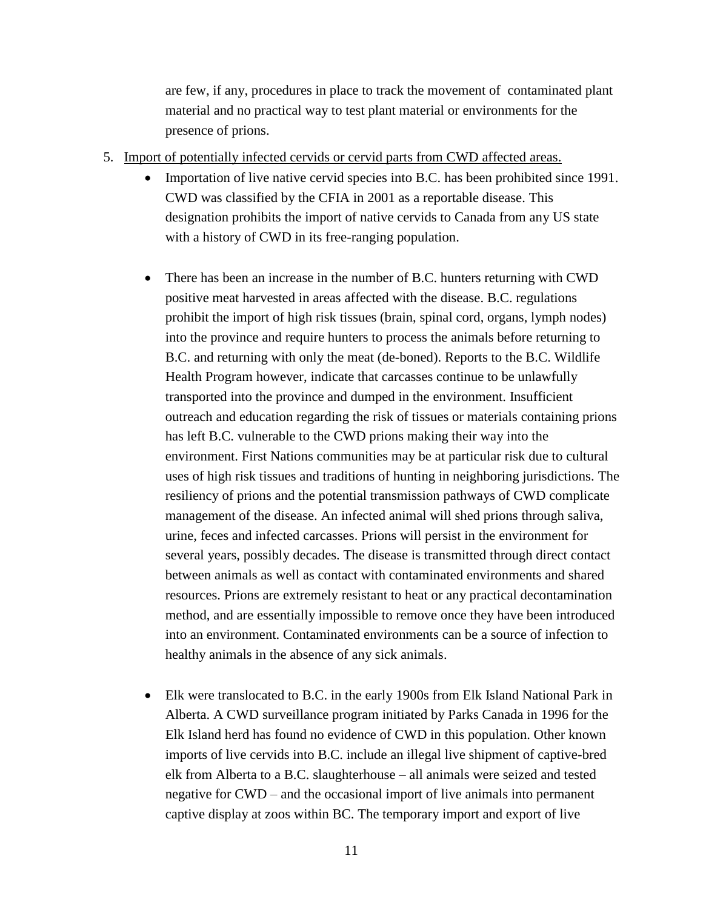are few, if any, procedures in place to track the movement of contaminated plant material and no practical way to test plant material or environments for the presence of prions.

5. <u>Import of potentially infected cervids or cervid parts from CWD affected areas.</u>

   - Importation of live native cervid species into B.C. has been prohibited since 1991. CWD was classified by the CFIA in 2001 as a reportable disease. This designation prohibits the import of native cervids to Canada from any US state with a history of CWD in its free-ranging population.

   - There has been an increase in the number of B.C. hunters returning with CWD positive meat harvested in areas affected with the disease. B.C. regulations prohibit the import of high risk tissues (brain, spinal cord, organs, lymph nodes) into the province and require hunters to process the animals before returning to B.C. and returning with only the meat (de-boned). Reports to the B.C. Wildlife Health Program however, indicate that carcasses continue to be unlawfully transported into the province and dumped in the environment. Insufficient outreach and education regarding the risk of tissues or materials containing prions has left B.C. vulnerable to the CWD prions making their way into the environment. First Nations communities may be at particular risk due to cultural uses of high risk tissues and traditions of hunting in neighboring jurisdictions. The resiliency of prions and the potential transmission pathways of CWD complicate management of the disease. An infected animal will shed prions through saliva, urine, feces and infected carcasses. Prions will persist in the environment for several years, possibly decades. The disease is transmitted through direct contact between animals as well as contact with contaminated environments and shared resources. Prions are extremely resistant to heat or any practical decontamination method, and are essentially impossible to remove once they have been introduced into an environment. Contaminated environments can be a source of infection to healthy animals in the absence of any sick animals.

   - Elk were translocated to B.C. in the early 1900s from Elk Island National Park in Alberta. A CWD surveillance program initiated by Parks Canada in 1996 for the Elk Island herd has found no evidence of CWD in this population. Other known imports of live cervids into B.C. include an illegal live shipment of captive-bred elk from Alberta to a B.C. slaughterhouse – all animals were seized and tested negative for CWD – and the occasional import of live animals into permanent captive display at zoos within BC. The temporary import and export of live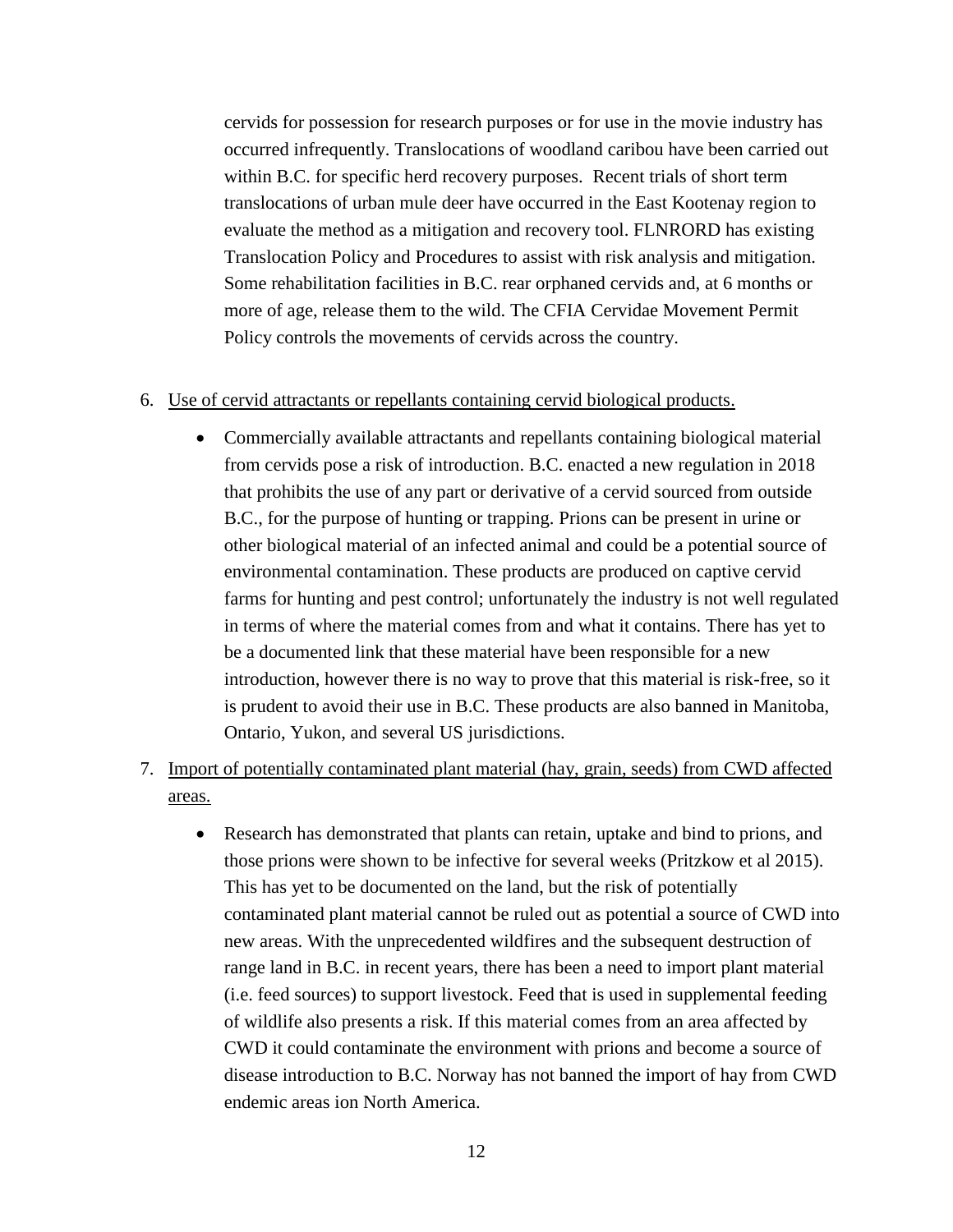cervids for possession for research purposes or for use in the movie industry has occurred infrequently. Translocations of woodland caribou have been carried out within B.C. for specific herd recovery purposes. Recent trials of short term translocations of urban mule deer have occurred in the East Kootenay region to evaluate the method as a mitigation and recovery tool. FLNRORD has existing Translocation Policy and Procedures to assist with risk analysis and mitigation. Some rehabilitation facilities in B.C. rear orphaned cervids and, at 6 months or more of age, release them to the wild. The CFIA Cervidae Movement Permit Policy controls the movements of cervids across the country.

6. Use of cervid attractants or repellants containing cervid biological products.

   - Commercially available attractants and repellants containing biological material from cervids pose a risk of introduction. B.C. enacted a new regulation in 2018 that prohibits the use of any part or derivative of a cervid sourced from outside B.C., for the purpose of hunting or trapping. Prions can be present in urine or other biological material of an infected animal and could be a potential source of environmental contamination. These products are produced on captive cervid farms for hunting and pest control; unfortunately the industry is not well regulated in terms of where the material comes from and what it contains. There has yet to be a documented link that these material have been responsible for a new introduction, however there is no way to prove that this material is risk-free, so it is prudent to avoid their use in B.C. These products are also banned in Manitoba, Ontario, Yukon, and several US jurisdictions.

7. Import of potentially contaminated plant material (hay, grain, seeds) from CWD affected areas.

   - Research has demonstrated that plants can retain, uptake and bind to prions, and those prions were shown to be infective for several weeks (Pritzkow et al 2015). This has yet to be documented on the land, but the risk of potentially contaminated plant material cannot be ruled out as potential a source of CWD into new areas. With the unprecedented wildfires and the subsequent destruction of range land in B.C. in recent years, there has been a need to import plant material (i.e. feed sources) to support livestock. Feed that is used in supplemental feeding of wildlife also presents a risk. If this material comes from an area affected by CWD it could contaminate the environment with prions and become a source of disease introduction to B.C. Norway has not banned the import of hay from CWD endemic areas ion North America.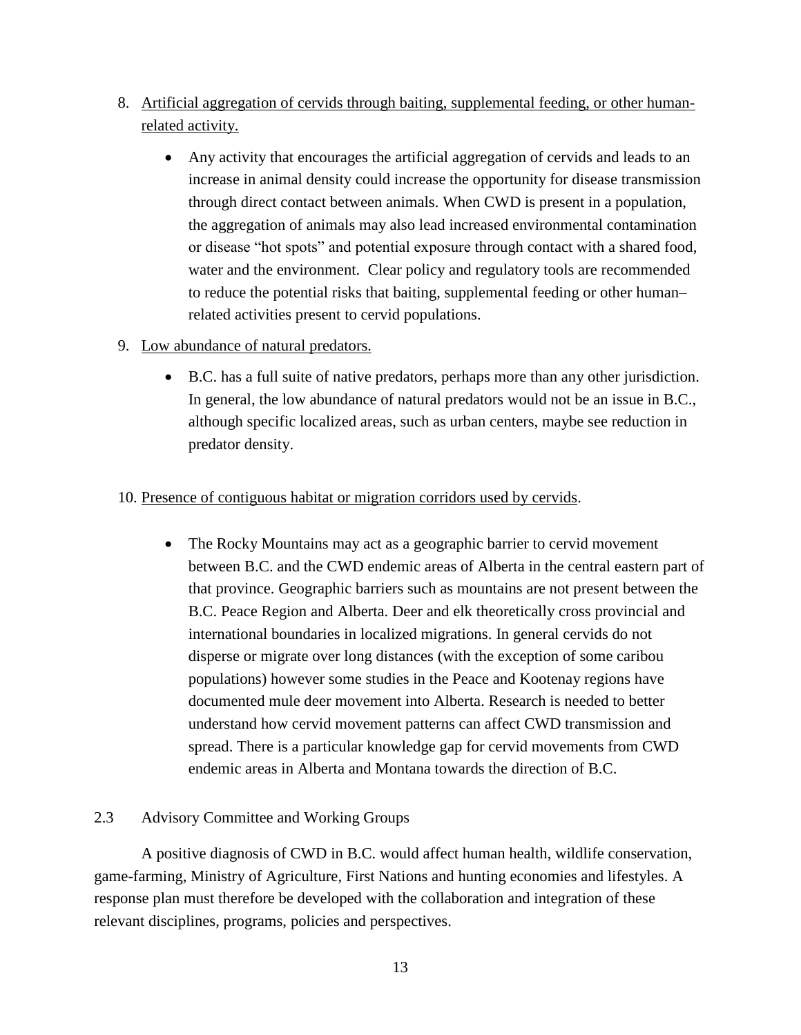8. <u>Artificial aggregation of cervids through baiting, supplemental feeding, or other human-related activity.</u>

    - Any activity that encourages the artificial aggregation of cervids and leads to an increase in animal density could increase the opportunity for disease transmission through direct contact between animals. When CWD is present in a population, the aggregation of animals may also lead increased environmental contamination or disease "hot spots" and potential exposure through contact with a shared food, water and the environment. Clear policy and regulatory tools are recommended to reduce the potential risks that baiting, supplemental feeding or other human–related activities present to cervid populations.

9. <u>Low abundance of natural predators.</u>

    - B.C. has a full suite of native predators, perhaps more than any other jurisdiction. In general, the low abundance of natural predators would not be an issue in B.C., although specific localized areas, such as urban centers, maybe see reduction in predator density.

10. <u>Presence of contiguous habitat or migration corridors used by cervids</u>.

    - The Rocky Mountains may act as a geographic barrier to cervid movement between B.C. and the CWD endemic areas of Alberta in the central eastern part of that province. Geographic barriers such as mountains are not present between the B.C. Peace Region and Alberta. Deer and elk theoretically cross provincial and international boundaries in localized migrations. In general cervids do not disperse or migrate over long distances (with the exception of some caribou populations) however some studies in the Peace and Kootenay regions have documented mule deer movement into Alberta. Research is needed to better understand how cervid movement patterns can affect CWD transmission and spread. There is a particular knowledge gap for cervid movements from CWD endemic areas in Alberta and Montana towards the direction of B.C.

## 2.3 Advisory Committee and Working Groups

A positive diagnosis of CWD in B.C. would affect human health, wildlife conservation, game-farming, Ministry of Agriculture, First Nations and hunting economies and lifestyles. A response plan must therefore be developed with the collaboration and integration of these relevant disciplines, programs, policies and perspectives.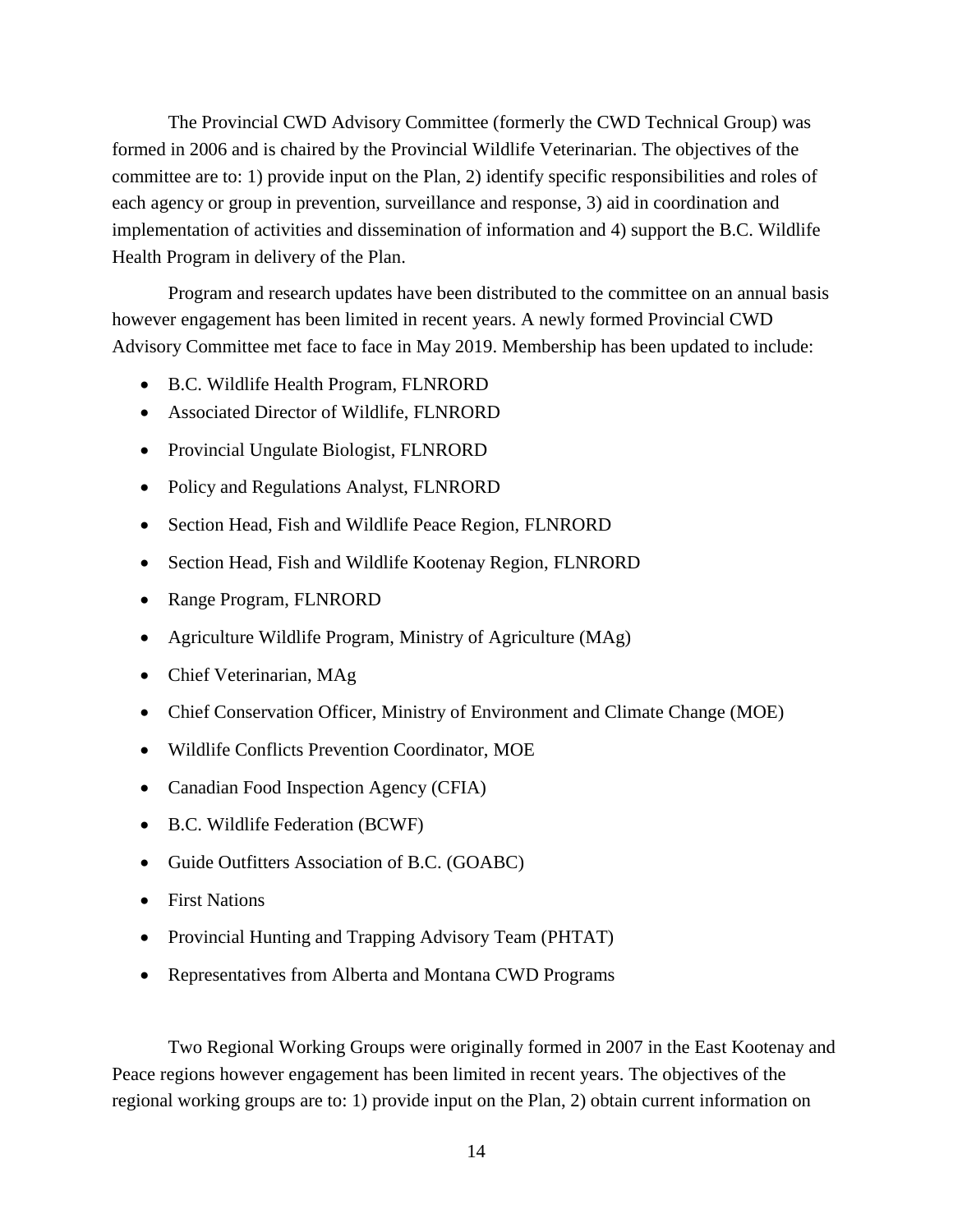The Provincial CWD Advisory Committee (formerly the CWD Technical Group) was formed in 2006 and is chaired by the Provincial Wildlife Veterinarian. The objectives of the committee are to: 1) provide input on the Plan, 2) identify specific responsibilities and roles of each agency or group in prevention, surveillance and response, 3) aid in coordination and implementation of activities and dissemination of information and 4) support the B.C. Wildlife Health Program in delivery of the Plan.

Program and research updates have been distributed to the committee on an annual basis however engagement has been limited in recent years. A newly formed Provincial CWD Advisory Committee met face to face in May 2019. Membership has been updated to include:

- B.C. Wildlife Health Program, FLNRORD
- Associated Director of Wildlife, FLNRORD
- Provincial Ungulate Biologist, FLNRORD
- Policy and Regulations Analyst, FLNRORD
- Section Head, Fish and Wildlife Peace Region, FLNRORD
- Section Head, Fish and Wildlife Kootenay Region, FLNRORD
- Range Program, FLNRORD
- Agriculture Wildlife Program, Ministry of Agriculture (MAg)
- Chief Veterinarian, MAg
- Chief Conservation Officer, Ministry of Environment and Climate Change (MOE)
- Wildlife Conflicts Prevention Coordinator, MOE
- Canadian Food Inspection Agency (CFIA)
- B.C. Wildlife Federation (BCWF)
- Guide Outfitters Association of B.C. (GOABC)
- First Nations
- Provincial Hunting and Trapping Advisory Team (PHTAT)
- Representatives from Alberta and Montana CWD Programs

Two Regional Working Groups were originally formed in 2007 in the East Kootenay and Peace regions however engagement has been limited in recent years. The objectives of the regional working groups are to: 1) provide input on the Plan, 2) obtain current information on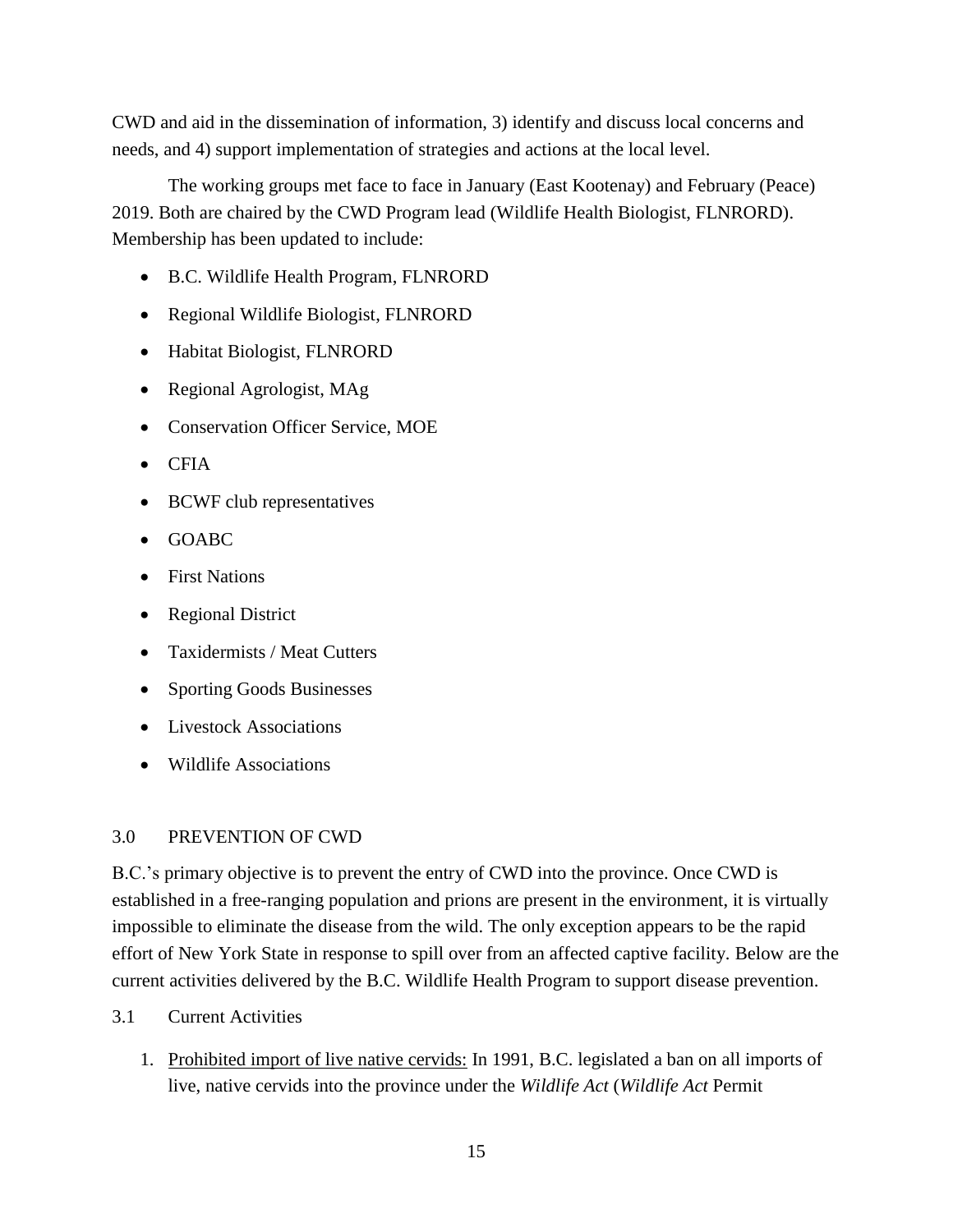CWD and aid in the dissemination of information, 3) identify and discuss local concerns and needs, and 4) support implementation of strategies and actions at the local level.

The working groups met face to face in January (East Kootenay) and February (Peace) 2019. Both are chaired by the CWD Program lead (Wildlife Health Biologist, FLNRORD). Membership has been updated to include:

- B.C. Wildlife Health Program, FLNRORD
- Regional Wildlife Biologist, FLNRORD
- Habitat Biologist, FLNRORD
- Regional Agrologist, MAg
- Conservation Officer Service, MOE
- CFIA
- BCWF club representatives
- GOABC
- First Nations
- Regional District
- Taxidermists / Meat Cutters
- Sporting Goods Businesses
- Livestock Associations
- Wildlife Associations

## 3.0 PREVENTION OF CWD

B.C.'s primary objective is to prevent the entry of CWD into the province. Once CWD is established in a free-ranging population and prions are present in the environment, it is virtually impossible to eliminate the disease from the wild. The only exception appears to be the rapid effort of New York State in response to spill over from an affected captive facility. Below are the current activities delivered by the B.C. Wildlife Health Program to support disease prevention.

### 3.1 Current Activities

1. Prohibited import of live native cervids: In 1991, B.C. legislated a ban on all imports of live, native cervids into the province under the *Wildlife Act* (*Wildlife Act* Permit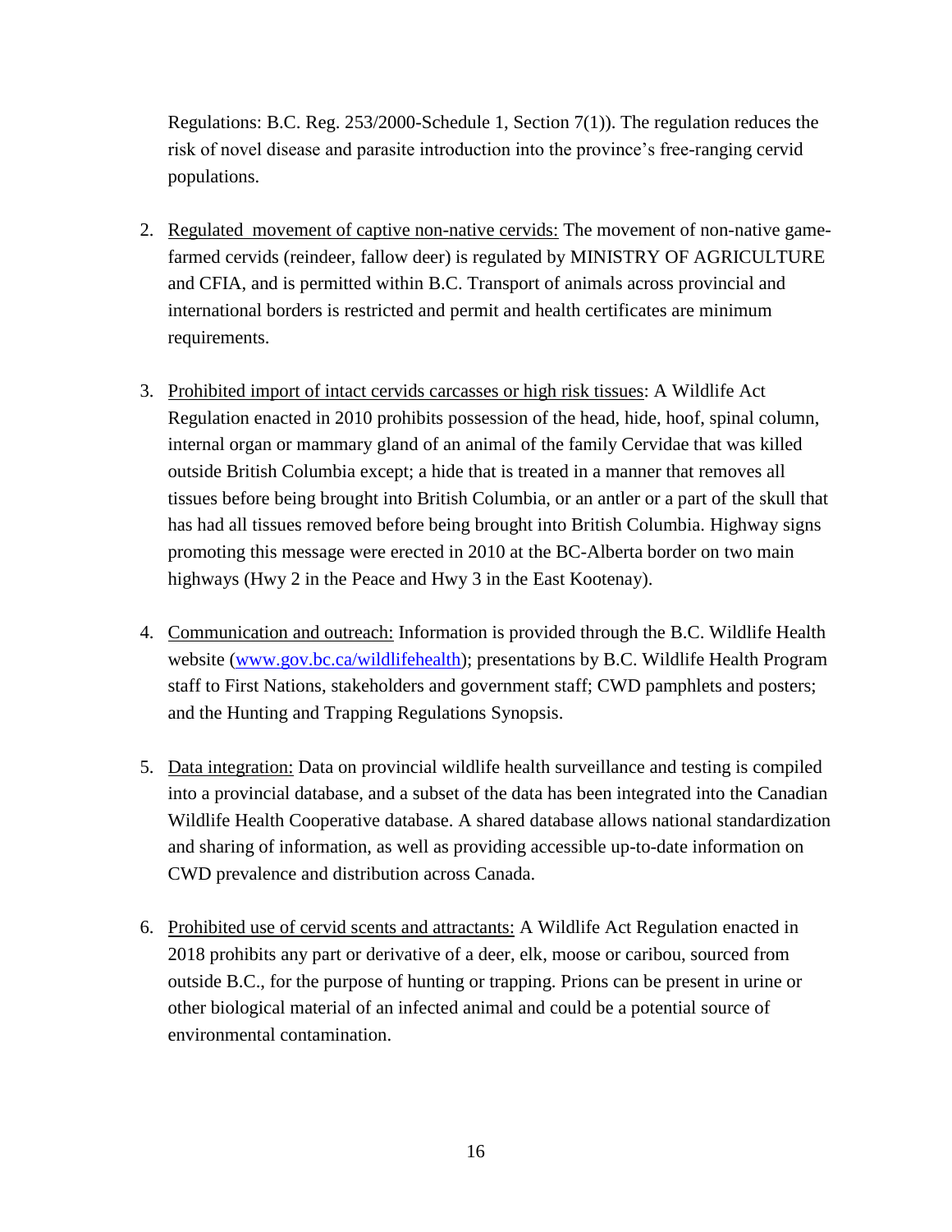Regulations: B.C. Reg. 253/2000-Schedule 1, Section 7(1)). The regulation reduces the risk of novel disease and parasite introduction into the province's free-ranging cervid populations.

2. Regulated movement of captive non-native cervids: The movement of non-native game-farmed cervids (reindeer, fallow deer) is regulated by MINISTRY OF AGRICULTURE and CFIA, and is permitted within B.C. Transport of animals across provincial and international borders is restricted and permit and health certificates are minimum requirements.

3. Prohibited import of intact cervids carcasses or high risk tissues: A Wildlife Act Regulation enacted in 2010 prohibits possession of the head, hide, hoof, spinal column, internal organ or mammary gland of an animal of the family Cervidae that was killed outside British Columbia except; a hide that is treated in a manner that removes all tissues before being brought into British Columbia, or an antler or a part of the skull that has had all tissues removed before being brought into British Columbia. Highway signs promoting this message were erected in 2010 at the BC-Alberta border on two main highways (Hwy 2 in the Peace and Hwy 3 in the East Kootenay).

4. Communication and outreach: Information is provided through the B.C. Wildlife Health website (www.gov.bc.ca/wildlifehealth); presentations by B.C. Wildlife Health Program staff to First Nations, stakeholders and government staff; CWD pamphlets and posters; and the Hunting and Trapping Regulations Synopsis.

5. Data integration: Data on provincial wildlife health surveillance and testing is compiled into a provincial database, and a subset of the data has been integrated into the Canadian Wildlife Health Cooperative database. A shared database allows national standardization and sharing of information, as well as providing accessible up-to-date information on CWD prevalence and distribution across Canada.

6. Prohibited use of cervid scents and attractants: A Wildlife Act Regulation enacted in 2018 prohibits any part or derivative of a deer, elk, moose or caribou, sourced from outside B.C., for the purpose of hunting or trapping. Prions can be present in urine or other biological material of an infected animal and could be a potential source of environmental contamination.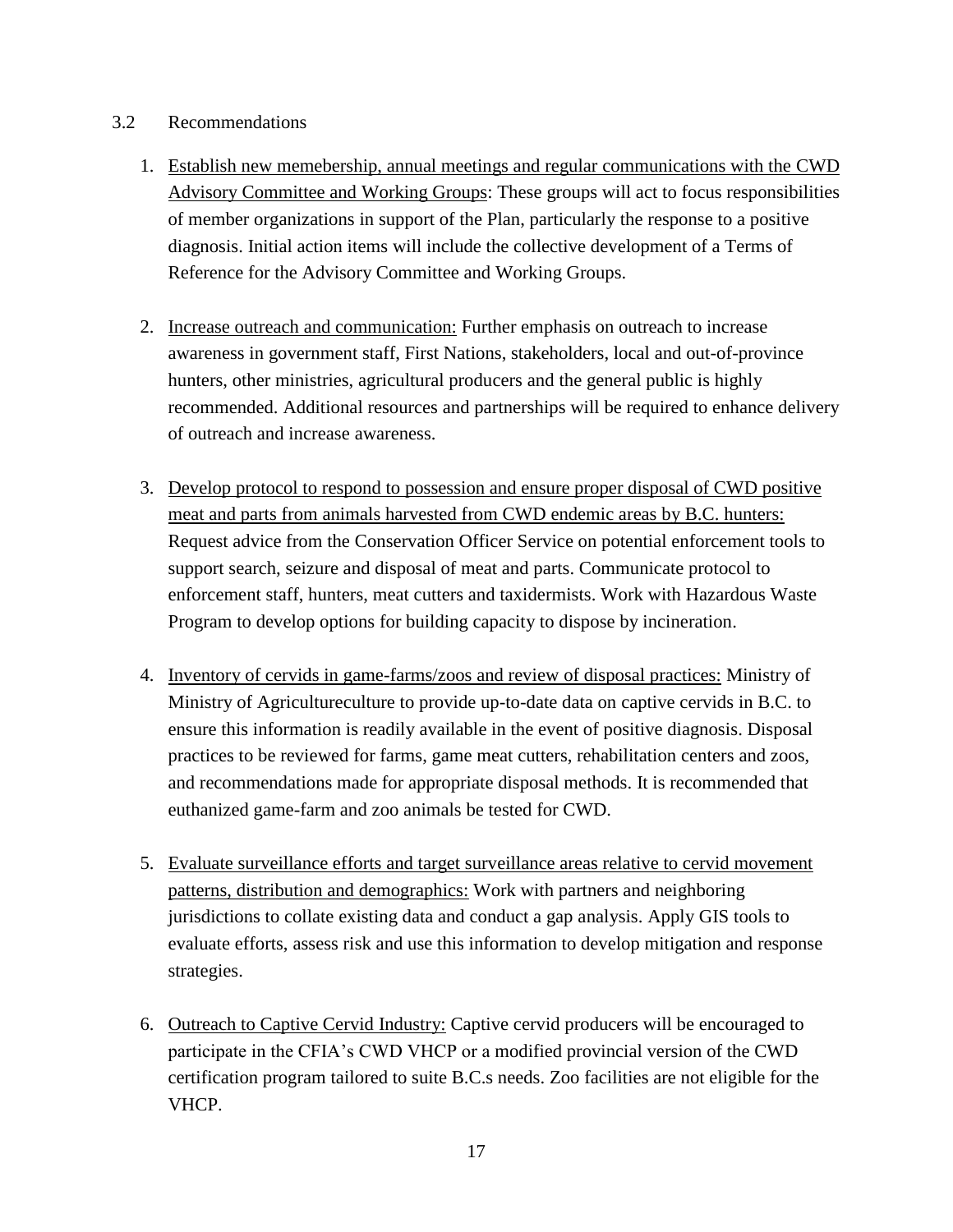### 3.2 Recommendations

1. Establish new memebership, annual meetings and regular communications with the CWD Advisory Committee and Working Groups: These groups will act to focus responsibilities of member organizations in support of the Plan, particularly the response to a positive diagnosis. Initial action items will include the collective development of a Terms of Reference for the Advisory Committee and Working Groups.

2. Increase outreach and communication: Further emphasis on outreach to increase awareness in government staff, First Nations, stakeholders, local and out-of-province hunters, other ministries, agricultural producers and the general public is highly recommended. Additional resources and partnerships will be required to enhance delivery of outreach and increase awareness.

3. Develop protocol to respond to possession and ensure proper disposal of CWD positive meat and parts from animals harvested from CWD endemic areas by B.C. hunters: Request advice from the Conservation Officer Service on potential enforcement tools to support search, seizure and disposal of meat and parts. Communicate protocol to enforcement staff, hunters, meat cutters and taxidermists. Work with Hazardous Waste Program to develop options for building capacity to dispose by incineration.

4. Inventory of cervids in game-farms/zoos and review of disposal practices: Ministry of Ministry of Agricultureculture to provide up-to-date data on captive cervids in B.C. to ensure this information is readily available in the event of positive diagnosis. Disposal practices to be reviewed for farms, game meat cutters, rehabilitation centers and zoos, and recommendations made for appropriate disposal methods. It is recommended that euthanized game-farm and zoo animals be tested for CWD.

5. Evaluate surveillance efforts and target surveillance areas relative to cervid movement patterns, distribution and demographics: Work with partners and neighboring jurisdictions to collate existing data and conduct a gap analysis. Apply GIS tools to evaluate efforts, assess risk and use this information to develop mitigation and response strategies.

6. Outreach to Captive Cervid Industry: Captive cervid producers will be encouraged to participate in the CFIA's CWD VHCP or a modified provincial version of the CWD certification program tailored to suite B.C.s needs. Zoo facilities are not eligible for the VHCP.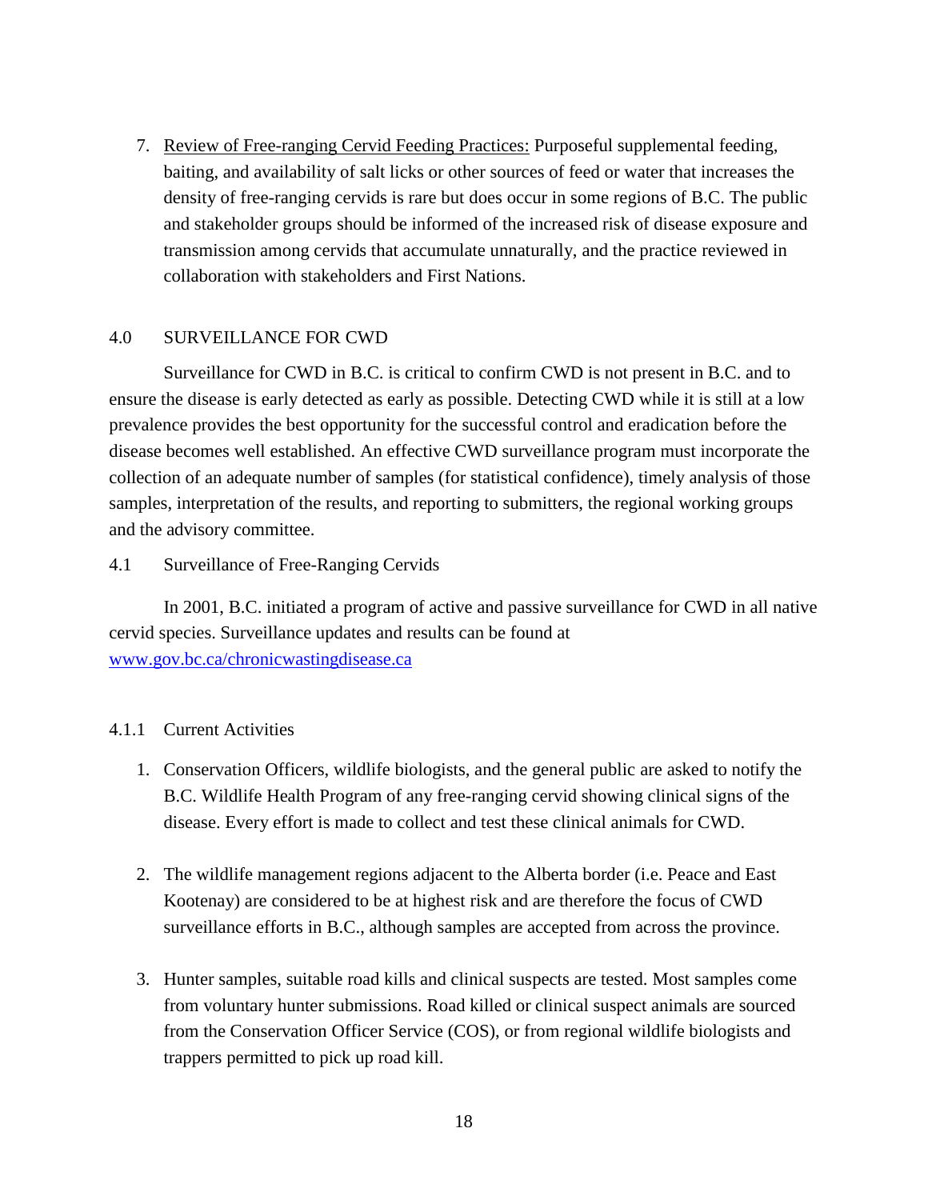7. Review of Free-ranging Cervid Feeding Practices: Purposeful supplemental feeding, baiting, and availability of salt licks or other sources of feed or water that increases the density of free-ranging cervids is rare but does occur in some regions of B.C. The public and stakeholder groups should be informed of the increased risk of disease exposure and transmission among cervids that accumulate unnaturally, and the practice reviewed in collaboration with stakeholders and First Nations.

## 4.0 SURVEILLANCE FOR CWD

Surveillance for CWD in B.C. is critical to confirm CWD is not present in B.C. and to ensure the disease is early detected as early as possible. Detecting CWD while it is still at a low prevalence provides the best opportunity for the successful control and eradication before the disease becomes well established. An effective CWD surveillance program must incorporate the collection of an adequate number of samples (for statistical confidence), timely analysis of those samples, interpretation of the results, and reporting to submitters, the regional working groups and the advisory committee.

### 4.1 Surveillance of Free-Ranging Cervids

In 2001, B.C. initiated a program of active and passive surveillance for CWD in all native cervid species. Surveillance updates and results can be found at [www.gov.bc.ca/chronicwastingdisease.ca](http://www.gov.bc.ca/chronicwastingdisease.ca)

#### 4.1.1 Current Activities

1. Conservation Officers, wildlife biologists, and the general public are asked to notify the B.C. Wildlife Health Program of any free-ranging cervid showing clinical signs of the disease. Every effort is made to collect and test these clinical animals for CWD.

2. The wildlife management regions adjacent to the Alberta border (i.e. Peace and East Kootenay) are considered to be at highest risk and are therefore the focus of CWD surveillance efforts in B.C., although samples are accepted from across the province.

3. Hunter samples, suitable road kills and clinical suspects are tested. Most samples come from voluntary hunter submissions. Road killed or clinical suspect animals are sourced from the Conservation Officer Service (COS), or from regional wildlife biologists and trappers permitted to pick up road kill.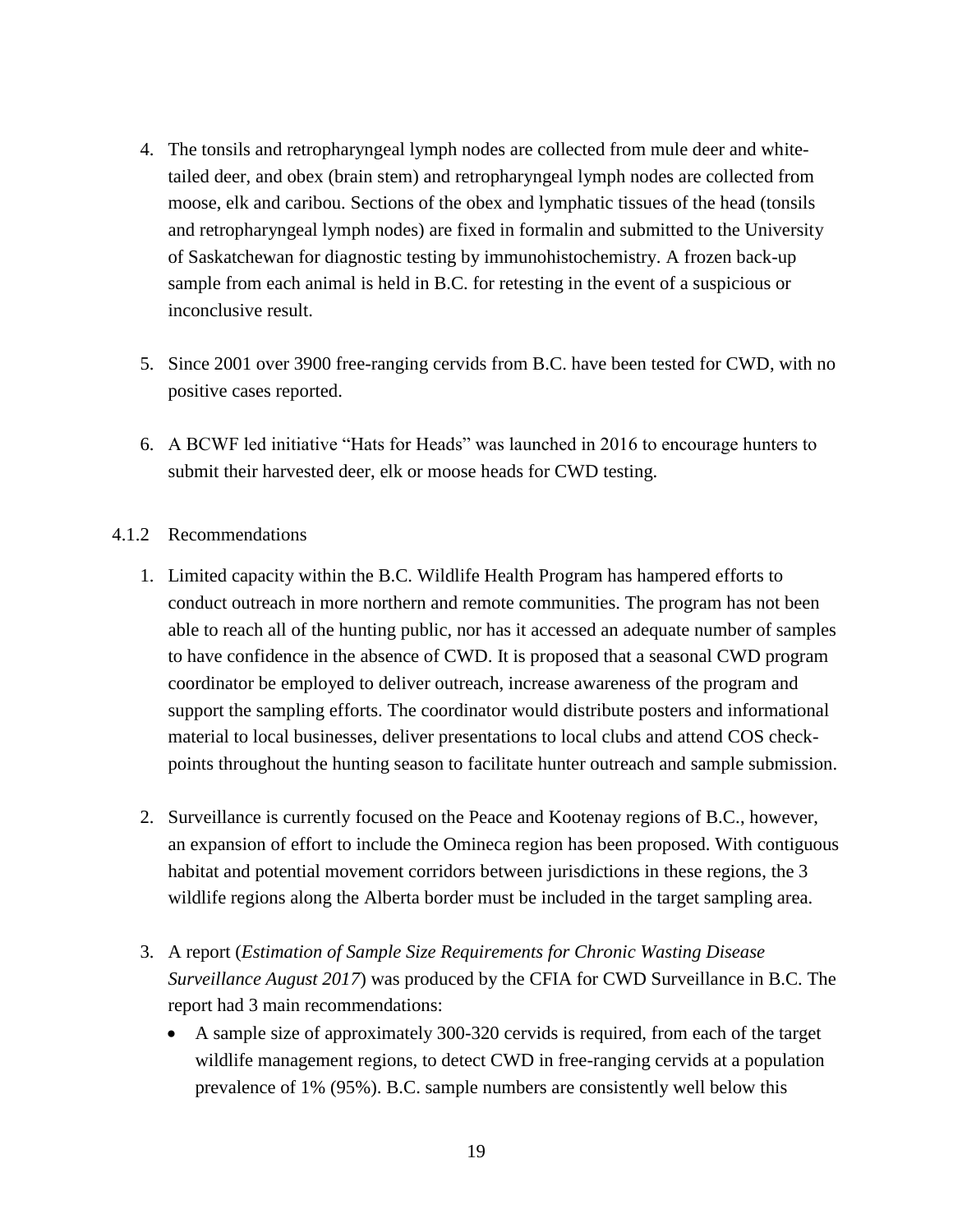4. The tonsils and retropharyngeal lymph nodes are collected from mule deer and white-tailed deer, and obex (brain stem) and retropharyngeal lymph nodes are collected from moose, elk and caribou. Sections of the obex and lymphatic tissues of the head (tonsils and retropharyngeal lymph nodes) are fixed in formalin and submitted to the University of Saskatchewan for diagnostic testing by immunohistochemistry. A frozen back-up sample from each animal is held in B.C. for retesting in the event of a suspicious or inconclusive result.

5. Since 2001 over 3900 free-ranging cervids from B.C. have been tested for CWD, with no positive cases reported.

6. A BCWF led initiative "Hats for Heads" was launched in 2016 to encourage hunters to submit their harvested deer, elk or moose heads for CWD testing.

#### 4.1.2 Recommendations

1. Limited capacity within the B.C. Wildlife Health Program has hampered efforts to conduct outreach in more northern and remote communities. The program has not been able to reach all of the hunting public, nor has it accessed an adequate number of samples to have confidence in the absence of CWD. It is proposed that a seasonal CWD program coordinator be employed to deliver outreach, increase awareness of the program and support the sampling efforts. The coordinator would distribute posters and informational material to local businesses, deliver presentations to local clubs and attend COS check-points throughout the hunting season to facilitate hunter outreach and sample submission.

2. Surveillance is currently focused on the Peace and Kootenay regions of B.C., however, an expansion of effort to include the Omineca region has been proposed. With contiguous habitat and potential movement corridors between jurisdictions in these regions, the 3 wildlife regions along the Alberta border must be included in the target sampling area.

3. A report (*Estimation of Sample Size Requirements for Chronic Wasting Disease Surveillance August 2017*) was produced by the CFIA for CWD Surveillance in B.C. The report had 3 main recommendations:
   - A sample size of approximately 300-320 cervids is required, from each of the target wildlife management regions, to detect CWD in free-ranging cervids at a population prevalence of 1% (95%). B.C. sample numbers are consistently well below this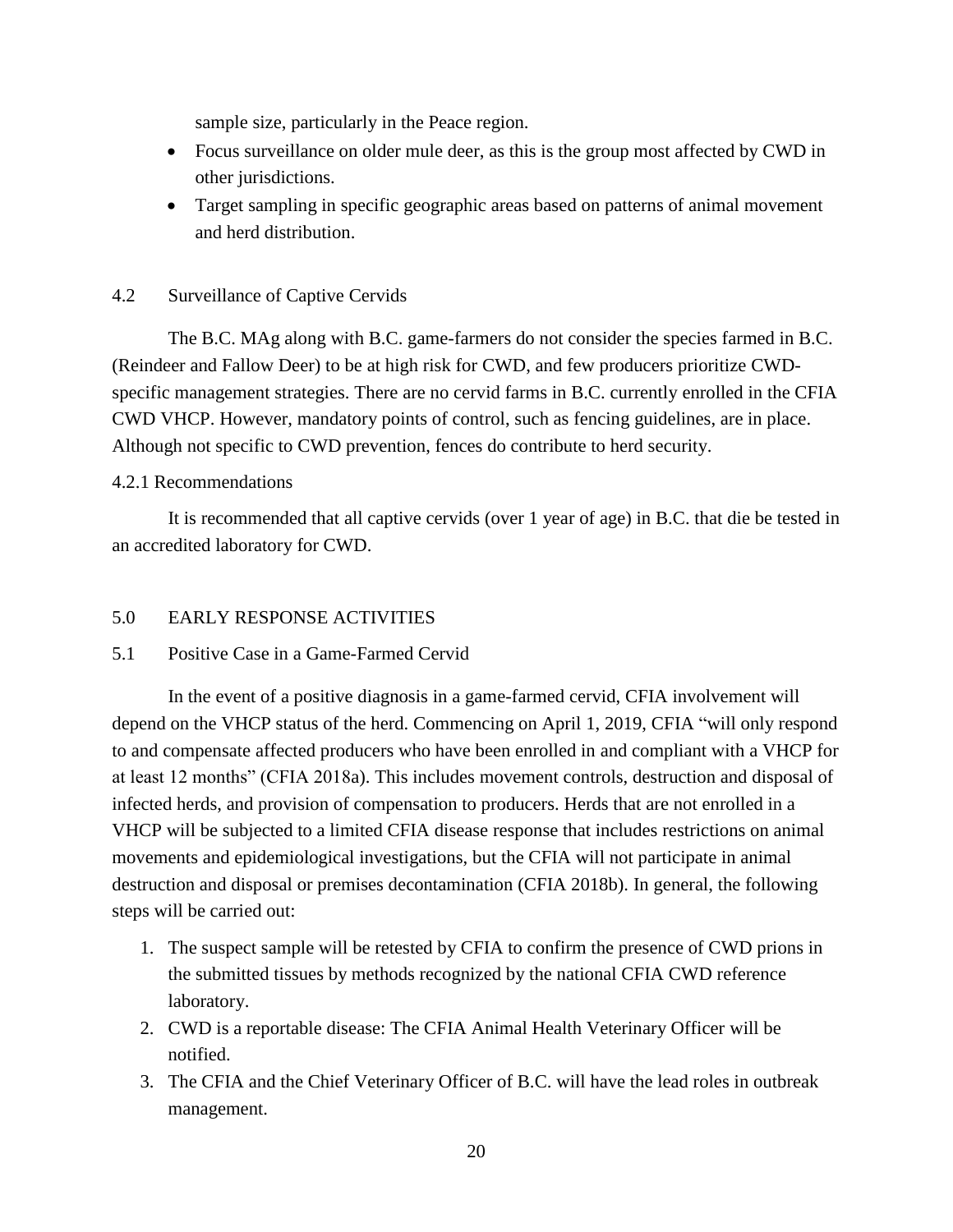sample size, particularly in the Peace region.

- Focus surveillance on older mule deer, as this is the group most affected by CWD in other jurisdictions.
- Target sampling in specific geographic areas based on patterns of animal movement and herd distribution.

## 4.2 Surveillance of Captive Cervids

The B.C. MAg along with B.C. game-farmers do not consider the species farmed in B.C. (Reindeer and Fallow Deer) to be at high risk for CWD, and few producers prioritize CWD-specific management strategies. There are no cervid farms in B.C. currently enrolled in the CFIA CWD VHCP. However, mandatory points of control, such as fencing guidelines, are in place. Although not specific to CWD prevention, fences do contribute to herd security.

### 4.2.1 Recommendations

It is recommended that all captive cervids (over 1 year of age) in B.C. that die be tested in an accredited laboratory for CWD.

# 5.0 EARLY RESPONSE ACTIVITIES

## 5.1 Positive Case in a Game-Farmed Cervid

In the event of a positive diagnosis in a game-farmed cervid, CFIA involvement will depend on the VHCP status of the herd. Commencing on April 1, 2019, CFIA "will only respond to and compensate affected producers who have been enrolled in and compliant with a VHCP for at least 12 months" (CFIA 2018a). This includes movement controls, destruction and disposal of infected herds, and provision of compensation to producers. Herds that are not enrolled in a VHCP will be subjected to a limited CFIA disease response that includes restrictions on animal movements and epidemiological investigations, but the CFIA will not participate in animal destruction and disposal or premises decontamination (CFIA 2018b). In general, the following steps will be carried out:

1. The suspect sample will be retested by CFIA to confirm the presence of CWD prions in the submitted tissues by methods recognized by the national CFIA CWD reference laboratory.
2. CWD is a reportable disease: The CFIA Animal Health Veterinary Officer will be notified.
3. The CFIA and the Chief Veterinary Officer of B.C. will have the lead roles in outbreak management.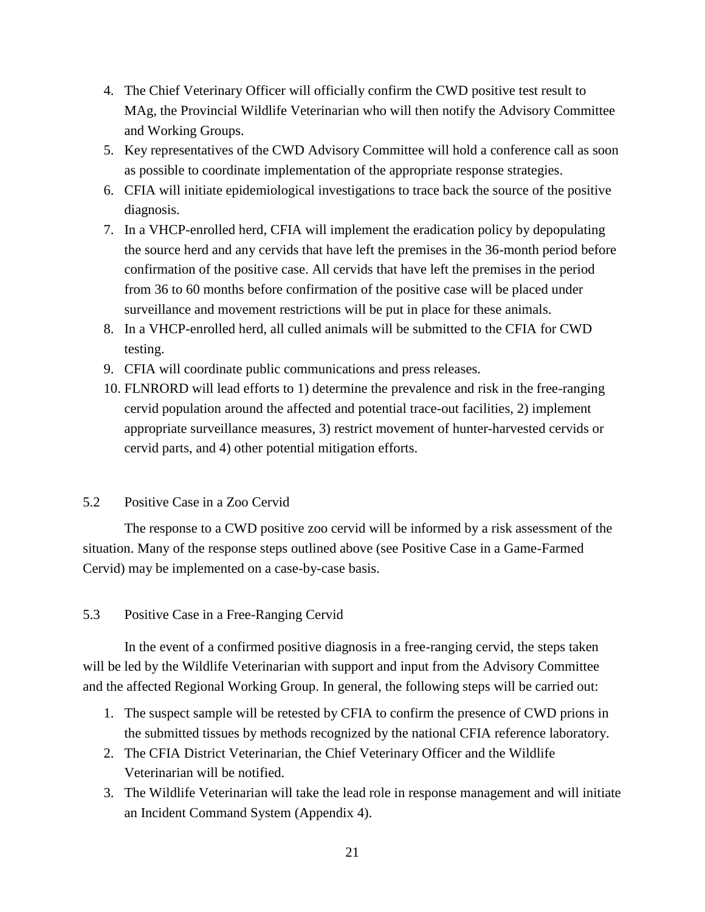4. The Chief Veterinary Officer will officially confirm the CWD positive test result to MAg, the Provincial Wildlife Veterinarian who will then notify the Advisory Committee and Working Groups.
5. Key representatives of the CWD Advisory Committee will hold a conference call as soon as possible to coordinate implementation of the appropriate response strategies.
6. CFIA will initiate epidemiological investigations to trace back the source of the positive diagnosis.
7. In a VHCP-enrolled herd, CFIA will implement the eradication policy by depopulating the source herd and any cervids that have left the premises in the 36-month period before confirmation of the positive case. All cervids that have left the premises in the period from 36 to 60 months before confirmation of the positive case will be placed under surveillance and movement restrictions will be put in place for these animals.
8. In a VHCP-enrolled herd, all culled animals will be submitted to the CFIA for CWD testing.
9. CFIA will coordinate public communications and press releases.
10. FLNRORD will lead efforts to 1) determine the prevalence and risk in the free-ranging cervid population around the affected and potential trace-out facilities, 2) implement appropriate surveillance measures, 3) restrict movement of hunter-harvested cervids or cervid parts, and 4) other potential mitigation efforts.

### 5.2 Positive Case in a Zoo Cervid

The response to a CWD positive zoo cervid will be informed by a risk assessment of the situation. Many of the response steps outlined above (see Positive Case in a Game-Farmed Cervid) may be implemented on a case-by-case basis.

### 5.3 Positive Case in a Free-Ranging Cervid

In the event of a confirmed positive diagnosis in a free-ranging cervid, the steps taken will be led by the Wildlife Veterinarian with support and input from the Advisory Committee and the affected Regional Working Group. In general, the following steps will be carried out:

1. The suspect sample will be retested by CFIA to confirm the presence of CWD prions in the submitted tissues by methods recognized by the national CFIA reference laboratory.
2. The CFIA District Veterinarian, the Chief Veterinary Officer and the Wildlife Veterinarian will be notified.
3. The Wildlife Veterinarian will take the lead role in response management and will initiate an Incident Command System (Appendix 4).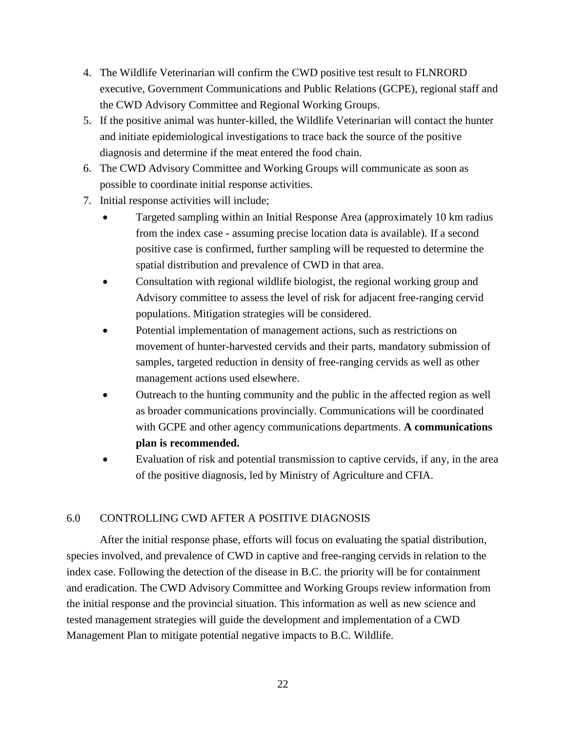4. The Wildlife Veterinarian will confirm the CWD positive test result to FLNRORD executive, Government Communications and Public Relations (GCPE), regional staff and the CWD Advisory Committee and Regional Working Groups.
5. If the positive animal was hunter-killed, the Wildlife Veterinarian will contact the hunter and initiate epidemiological investigations to trace back the source of the positive diagnosis and determine if the meat entered the food chain.
6. The CWD Advisory Committee and Working Groups will communicate as soon as possible to coordinate initial response activities.
7. Initial response activities will include;
   - Targeted sampling within an Initial Response Area (approximately 10 km radius from the index case - assuming precise location data is available). If a second positive case is confirmed, further sampling will be requested to determine the spatial distribution and prevalence of CWD in that area.
   - Consultation with regional wildlife biologist, the regional working group and Advisory committee to assess the level of risk for adjacent free-ranging cervid populations. Mitigation strategies will be considered.
   - Potential implementation of management actions, such as restrictions on movement of hunter-harvested cervids and their parts, mandatory submission of samples, targeted reduction in density of free-ranging cervids as well as other management actions used elsewhere.
   - Outreach to the hunting community and the public in the affected region as well as broader communications provincially. Communications will be coordinated with GCPE and other agency communications departments. **A communications plan is recommended.**
   - Evaluation of risk and potential transmission to captive cervids, if any, in the area of the positive diagnosis, led by Ministry of Agriculture and CFIA.

## 6.0 CONTROLLING CWD AFTER A POSITIVE DIAGNOSIS

After the initial response phase, efforts will focus on evaluating the spatial distribution, species involved, and prevalence of CWD in captive and free-ranging cervids in relation to the index case. Following the detection of the disease in B.C. the priority will be for containment and eradication. The CWD Advisory Committee and Working Groups review information from the initial response and the provincial situation. This information as well as new science and tested management strategies will guide the development and implementation of a CWD Management Plan to mitigate potential negative impacts to B.C. Wildlife.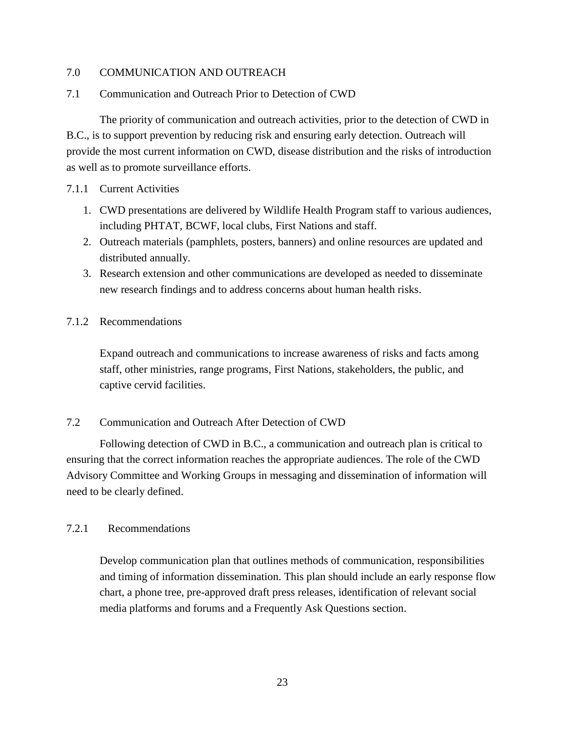## 7.0 COMMUNICATION AND OUTREACH

### 7.1 Communication and Outreach Prior to Detection of CWD

The priority of communication and outreach activities, prior to the detection of CWD in B.C., is to support prevention by reducing risk and ensuring early detection. Outreach will provide the most current information on CWD, disease distribution and the risks of introduction as well as to promote surveillance efforts.

#### 7.1.1 Current Activities

1. CWD presentations are delivered by Wildlife Health Program staff to various audiences, including PHTAT, BCWF, local clubs, First Nations and staff.
2. Outreach materials (pamphlets, posters, banners) and online resources are updated and distributed annually.
3. Research extension and other communications are developed as needed to disseminate new research findings and to address concerns about human health risks.

#### 7.1.2 Recommendations

Expand outreach and communications to increase awareness of risks and facts among staff, other ministries, range programs, First Nations, stakeholders, the public, and captive cervid facilities.

### 7.2 Communication and Outreach After Detection of CWD

Following detection of CWD in B.C., a communication and outreach plan is critical to ensuring that the correct information reaches the appropriate audiences. The role of the CWD Advisory Committee and Working Groups in messaging and dissemination of information will need to be clearly defined.

#### 7.2.1 Recommendations

Develop communication plan that outlines methods of communication, responsibilities and timing of information dissemination. This plan should include an early response flow chart, a phone tree, pre-approved draft press releases, identification of relevant social media platforms and forums and a Frequently Ask Questions section.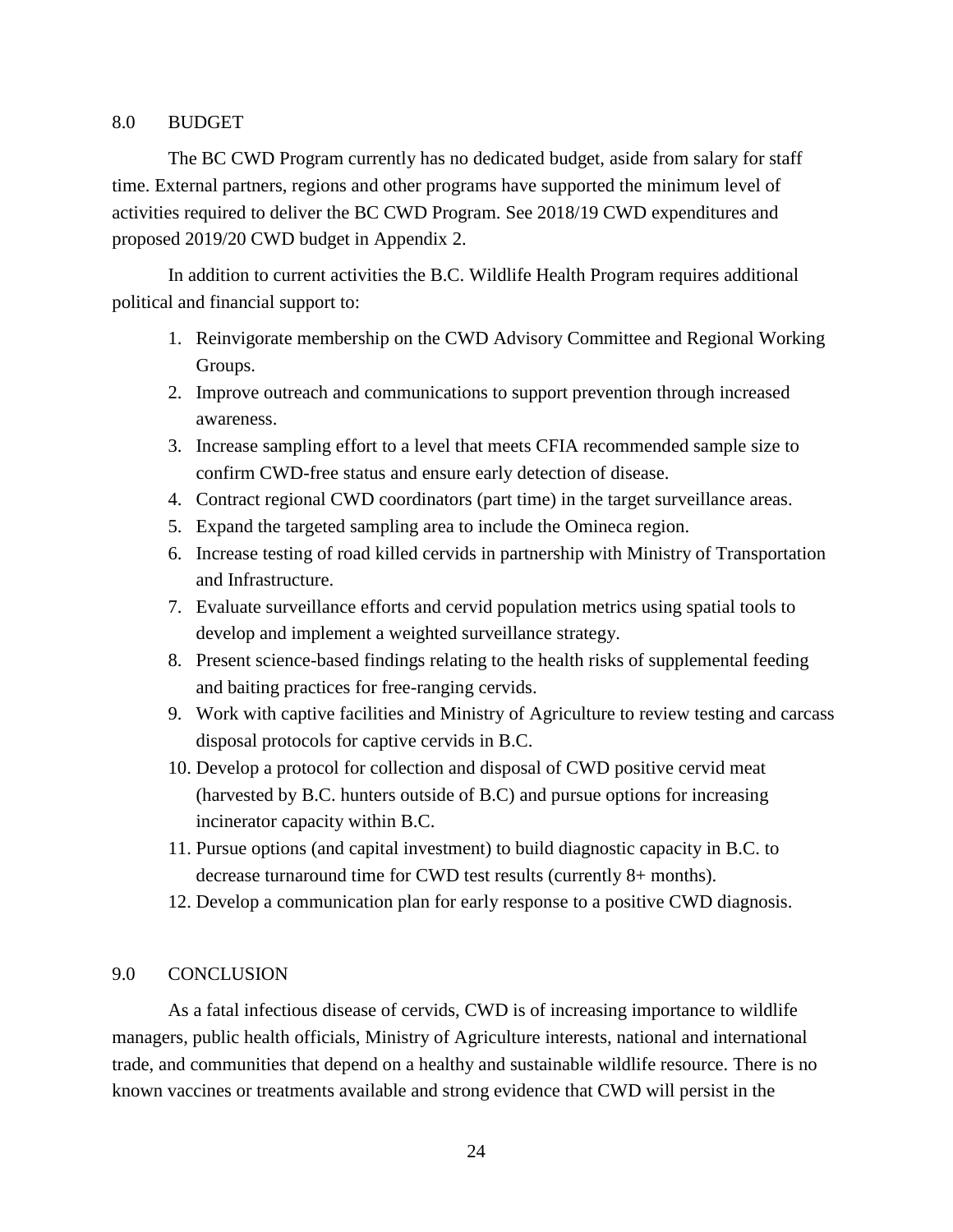## 8.0 BUDGET

The BC CWD Program currently has no dedicated budget, aside from salary for staff time. External partners, regions and other programs have supported the minimum level of activities required to deliver the BC CWD Program. See 2018/19 CWD expenditures and proposed 2019/20 CWD budget in Appendix 2.

In addition to current activities the B.C. Wildlife Health Program requires additional political and financial support to:

1. Reinvigorate membership on the CWD Advisory Committee and Regional Working Groups.
2. Improve outreach and communications to support prevention through increased awareness.
3. Increase sampling effort to a level that meets CFIA recommended sample size to confirm CWD-free status and ensure early detection of disease.
4. Contract regional CWD coordinators (part time) in the target surveillance areas.
5. Expand the targeted sampling area to include the Omineca region.
6. Increase testing of road killed cervids in partnership with Ministry of Transportation and Infrastructure.
7. Evaluate surveillance efforts and cervid population metrics using spatial tools to develop and implement a weighted surveillance strategy.
8. Present science-based findings relating to the health risks of supplemental feeding and baiting practices for free-ranging cervids.
9. Work with captive facilities and Ministry of Agriculture to review testing and carcass disposal protocols for captive cervids in B.C.
10. Develop a protocol for collection and disposal of CWD positive cervid meat (harvested by B.C. hunters outside of B.C) and pursue options for increasing incinerator capacity within B.C.
11. Pursue options (and capital investment) to build diagnostic capacity in B.C. to decrease turnaround time for CWD test results (currently 8+ months).
12. Develop a communication plan for early response to a positive CWD diagnosis.

## 9.0 CONCLUSION

As a fatal infectious disease of cervids, CWD is of increasing importance to wildlife managers, public health officials, Ministry of Agriculture interests, national and international trade, and communities that depend on a healthy and sustainable wildlife resource. There is no known vaccines or treatments available and strong evidence that CWD will persist in the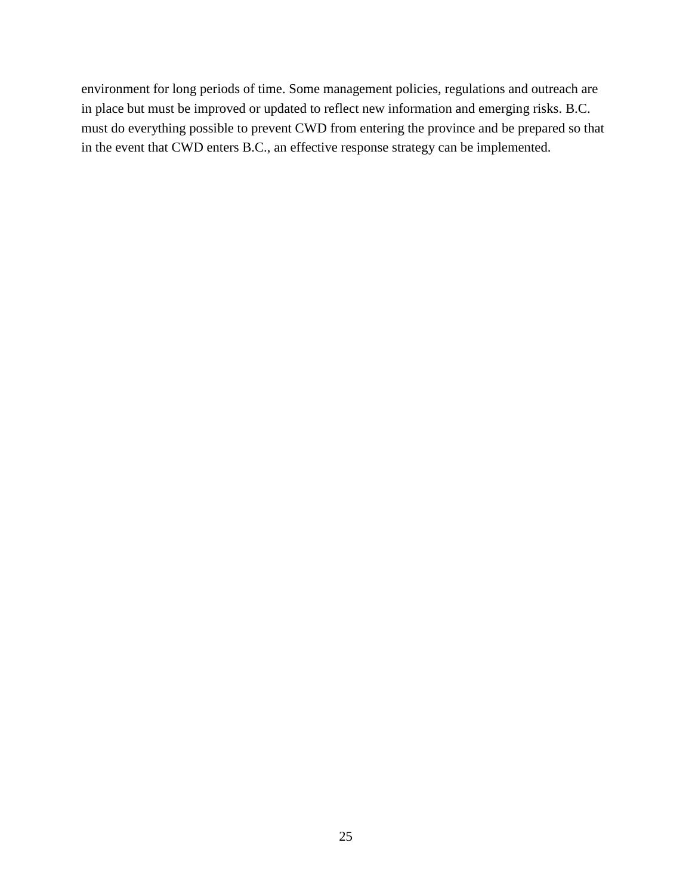environment for long periods of time. Some management policies, regulations and outreach are in place but must be improved or updated to reflect new information and emerging risks. B.C. must do everything possible to prevent CWD from entering the province and be prepared so that in the event that CWD enters B.C., an effective response strategy can be implemented.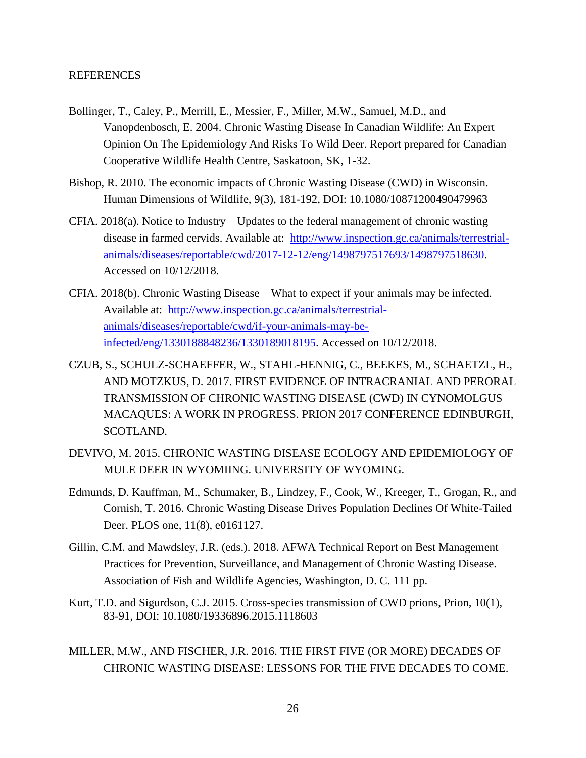REFERENCES

Bollinger, T., Caley, P., Merrill, E., Messier, F., Miller, M.W., Samuel, M.D., and Vanopdenbosch, E. 2004. Chronic Wasting Disease In Canadian Wildlife: An Expert Opinion On The Epidemiology And Risks To Wild Deer. Report prepared for Canadian Cooperative Wildlife Health Centre, Saskatoon, SK, 1-32.

Bishop, R. 2010. The economic impacts of Chronic Wasting Disease (CWD) in Wisconsin. Human Dimensions of Wildlife, 9(3), 181-192, DOI: 10.1080/10871200490479963

CFIA. 2018(a). Notice to Industry – Updates to the federal management of chronic wasting disease in farmed cervids. Available at: [http://www.inspection.gc.ca/animals/terrestrial-animals/diseases/reportable/cwd/2017-12-12/eng/1498797517693/1498797518630](http://www.inspection.gc.ca/animals/terrestrial-animals/diseases/reportable/cwd/2017-12-12/eng/1498797517693/1498797518630). Accessed on 10/12/2018.

CFIA. 2018(b). Chronic Wasting Disease – What to expect if your animals may be infected. Available at: [http://www.inspection.gc.ca/animals/terrestrial-animals/diseases/reportable/cwd/if-your-animals-may-be-infected/eng/1330188848236/1330189018195](http://www.inspection.gc.ca/animals/terrestrial-animals/diseases/reportable/cwd/if-your-animals-may-be-infected/eng/1330188848236/1330189018195). Accessed on 10/12/2018.

CZUB, S., SCHULZ-SCHAEFFER, W., STAHL-HENNIG, C., BEEKES, M., SCHAETZL, H., AND MOTZKUS, D. 2017. FIRST EVIDENCE OF INTRACRANIAL AND PERORAL TRANSMISSION OF CHRONIC WASTING DISEASE (CWD) IN CYNOMOLGUS MACAQUES: A WORK IN PROGRESS. PRION 2017 CONFERENCE EDINBURGH, SCOTLAND.

DEVIVO, M. 2015. CHRONIC WASTING DISEASE ECOLOGY AND EPIDEMIOLOGY OF MULE DEER IN WYOMIING. UNIVERSITY OF WYOMING.

Edmunds, D. Kauffman, M., Schumaker, B., Lindzey, F., Cook, W., Kreeger, T., Grogan, R., and Cornish, T. 2016. Chronic Wasting Disease Drives Population Declines Of White-Tailed Deer. PLOS one, 11(8), e0161127.

Gillin, C.M. and Mawdsley, J.R. (eds.). 2018. AFWA Technical Report on Best Management Practices for Prevention, Surveillance, and Management of Chronic Wasting Disease. Association of Fish and Wildlife Agencies, Washington, D. C. 111 pp.

Kurt, T.D. and Sigurdson, C.J. 2015. Cross-species transmission of CWD prions, Prion, 10(1), 83-91, DOI: 10.1080/19336896.2015.1118603

MILLER, M.W., AND FISCHER, J.R. 2016. THE FIRST FIVE (OR MORE) DECADES OF CHRONIC WASTING DISEASE: LESSONS FOR THE FIVE DECADES TO COME.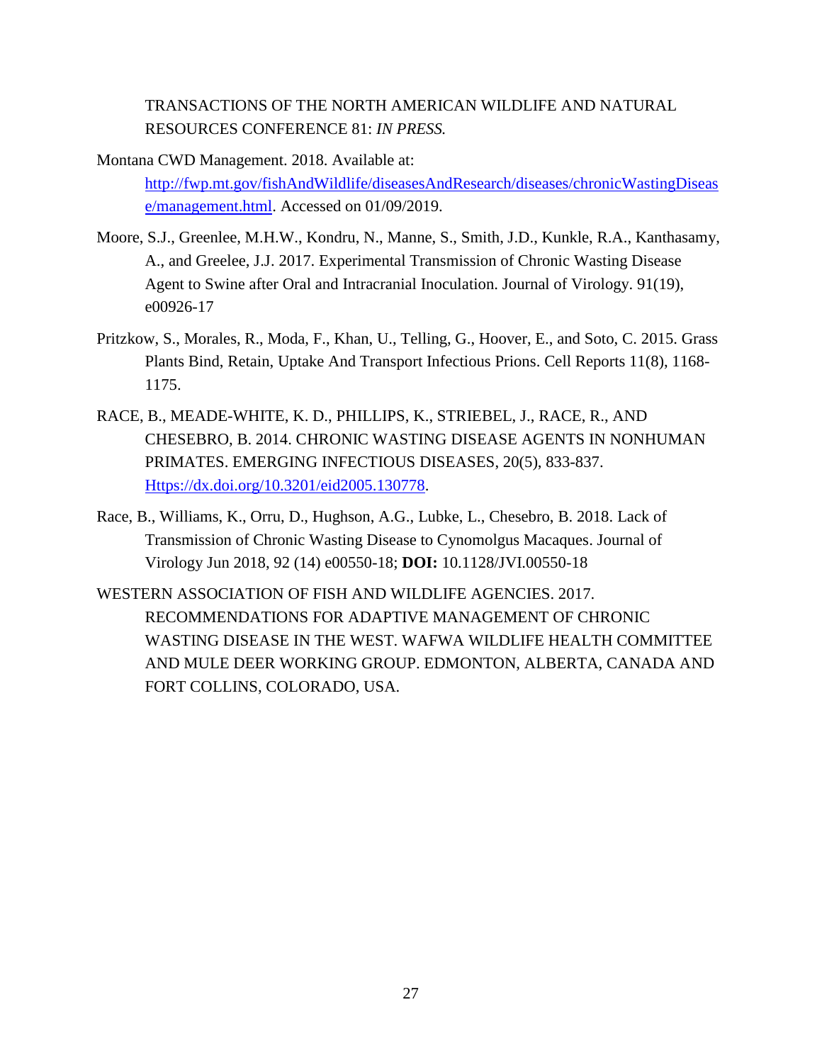TRANSACTIONS OF THE NORTH AMERICAN WILDLIFE AND NATURAL RESOURCES CONFERENCE 81: *IN PRESS.*

Montana CWD Management. 2018. Available at: [http://fwp.mt.gov/fishAndWildlife/diseasesAndResearch/diseases/chronicWastingDisease/management.html](http://fwp.mt.gov/fishAndWildlife/diseasesAndResearch/diseases/chronicWastingDisease/management.html). Accessed on 01/09/2019.

Moore, S.J., Greenlee, M.H.W., Kondru, N., Manne, S., Smith, J.D., Kunkle, R.A., Kanthasamy, A., and Greelee, J.J. 2017. Experimental Transmission of Chronic Wasting Disease Agent to Swine after Oral and Intracranial Inoculation. Journal of Virology. 91(19), e00926-17

Pritzkow, S., Morales, R., Moda, F., Khan, U., Telling, G., Hoover, E., and Soto, C. 2015. Grass Plants Bind, Retain, Uptake And Transport Infectious Prions. Cell Reports 11(8), 1168-1175.

RACE, B., MEADE-WHITE, K. D., PHILLIPS, K., STRIEBEL, J., RACE, R., AND CHESEBRO, B. 2014. CHRONIC WASTING DISEASE AGENTS IN NONHUMAN PRIMATES. EMERGING INFECTIOUS DISEASES, 20(5), 833-837. [Https://dx.doi.org/10.3201/eid2005.130778](Https://dx.doi.org/10.3201/eid2005.130778).

Race, B., Williams, K., Orru, D., Hughson, A.G., Lubke, L., Chesebro, B. 2018. Lack of Transmission of Chronic Wasting Disease to Cynomolgus Macaques. Journal of Virology Jun 2018, 92 (14) e00550-18; **DOI:** 10.1128/JVI.00550-18

WESTERN ASSOCIATION OF FISH AND WILDLIFE AGENCIES. 2017. RECOMMENDATIONS FOR ADAPTIVE MANAGEMENT OF CHRONIC WASTING DISEASE IN THE WEST. WAFWA WILDLIFE HEALTH COMMITTEE AND MULE DEER WORKING GROUP. EDMONTON, ALBERTA, CANADA AND FORT COLLINS, COLORADO, USA.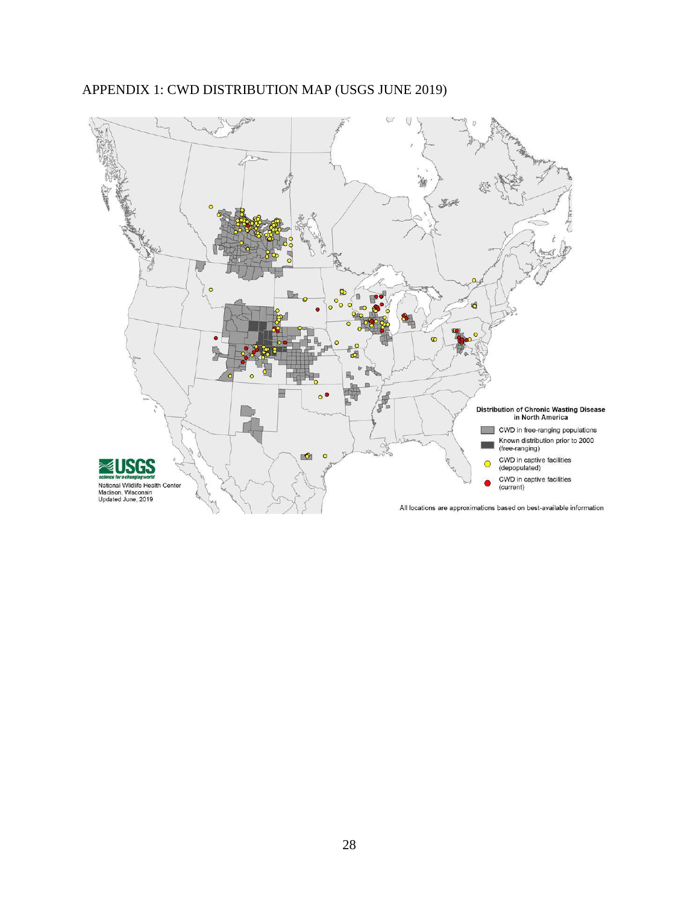# APPENDIX 1: CWD DISTRIBUTION MAP (USGS JUNE 2019)

**Distribution of Chronic Wasting Disease in North America**

- CWD in free-ranging populations
- Known distribution prior to 2000 (free-ranging)
- CWD in captive facilities (depopulated)
- CWD in captive facilities (current)

USGS
*science for a changing world*

National Wildlife Health Center
Madison, Wisconsin
Updated June, 2019

All locations are approximations based on best-available information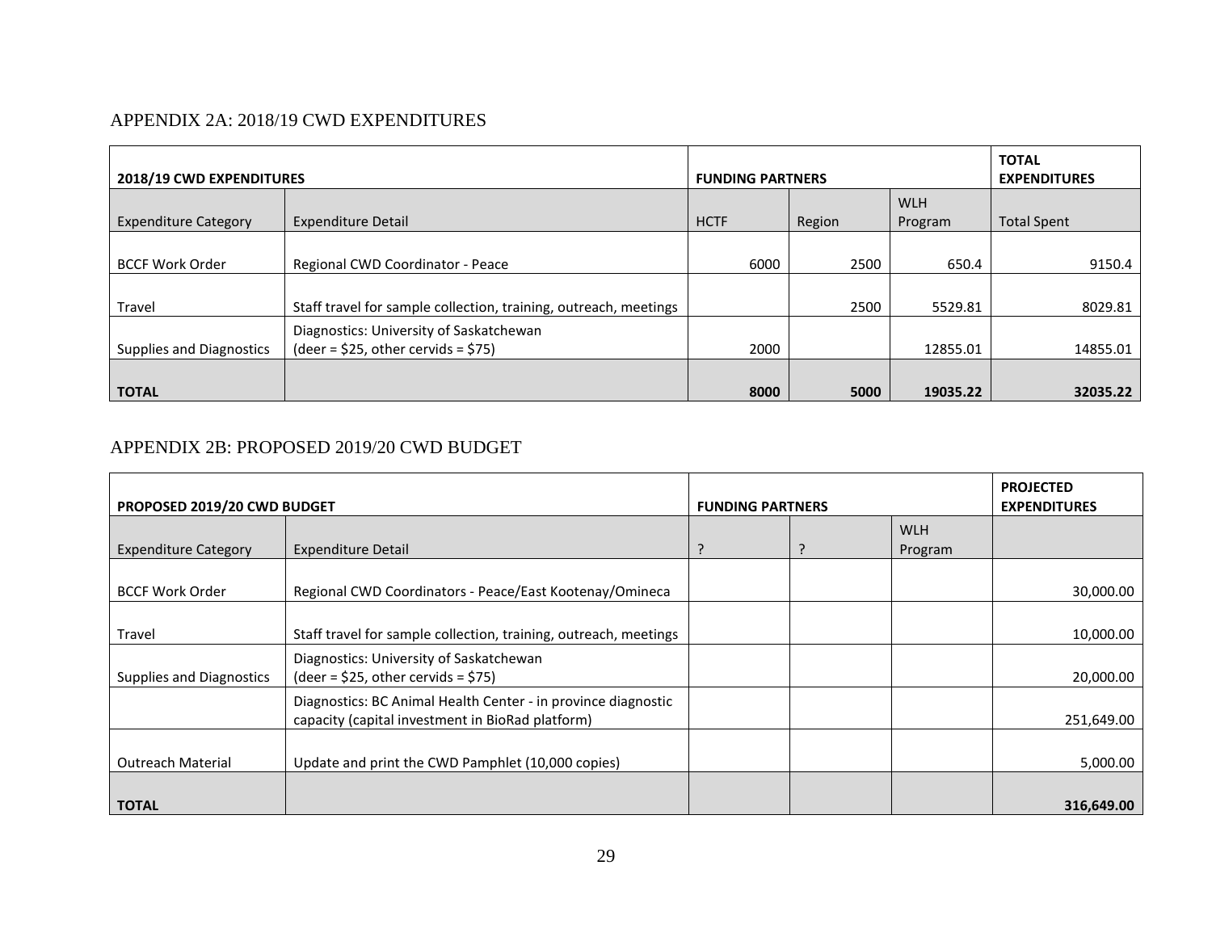## APPENDIX 2A: 2018/19 CWD EXPENDITURES

| **2018/19 CWD EXPENDITURES** | | **FUNDING PARTNERS** | | | **TOTAL EXPENDITURES** |
|---|---|---|---|---|---|
| Expenditure Category | Expenditure Detail | HCTF | Region | WLH Program | Total Spent |
| BCCF Work Order | Regional CWD Coordinator - Peace | 6000 | 2500 | 650.4 | 9150.4 |
| Travel | Staff travel for sample collection, training, outreach, meetings | | 2500 | 5529.81 | 8029.81 |
| Supplies and Diagnostics | Diagnostics: University of Saskatchewan (deer = $25, other cervids = $75) | 2000 | | 12855.01 | 14855.01 |
| **TOTAL** | | **8000** | **5000** | **19035.22** | **32035.22** |

## APPENDIX 2B: PROPOSED 2019/20 CWD BUDGET

| **PROPOSED 2019/20 CWD BUDGET** | | **FUNDING PARTNERS** | | | **PROJECTED EXPENDITURES** |
|---|---|---|---|---|---|
| Expenditure Category | Expenditure Detail | ? | ? | WLH Program | |
| BCCF Work Order | Regional CWD Coordinators - Peace/East Kootenay/Omineca | | | | 30,000.00 |
| Travel | Staff travel for sample collection, training, outreach, meetings | | | | 10,000.00 |
| Supplies and Diagnostics | Diagnostics: University of Saskatchewan (deer = $25, other cervids = $75) | | | | 20,000.00 |
| | Diagnostics: BC Animal Health Center - in province diagnostic capacity (capital investment in BioRad platform) | | | | 251,649.00 |
| Outreach Material | Update and print the CWD Pamphlet (10,000 copies) | | | | 5,000.00 |
| **TOTAL** | | | | | **316,649.00** |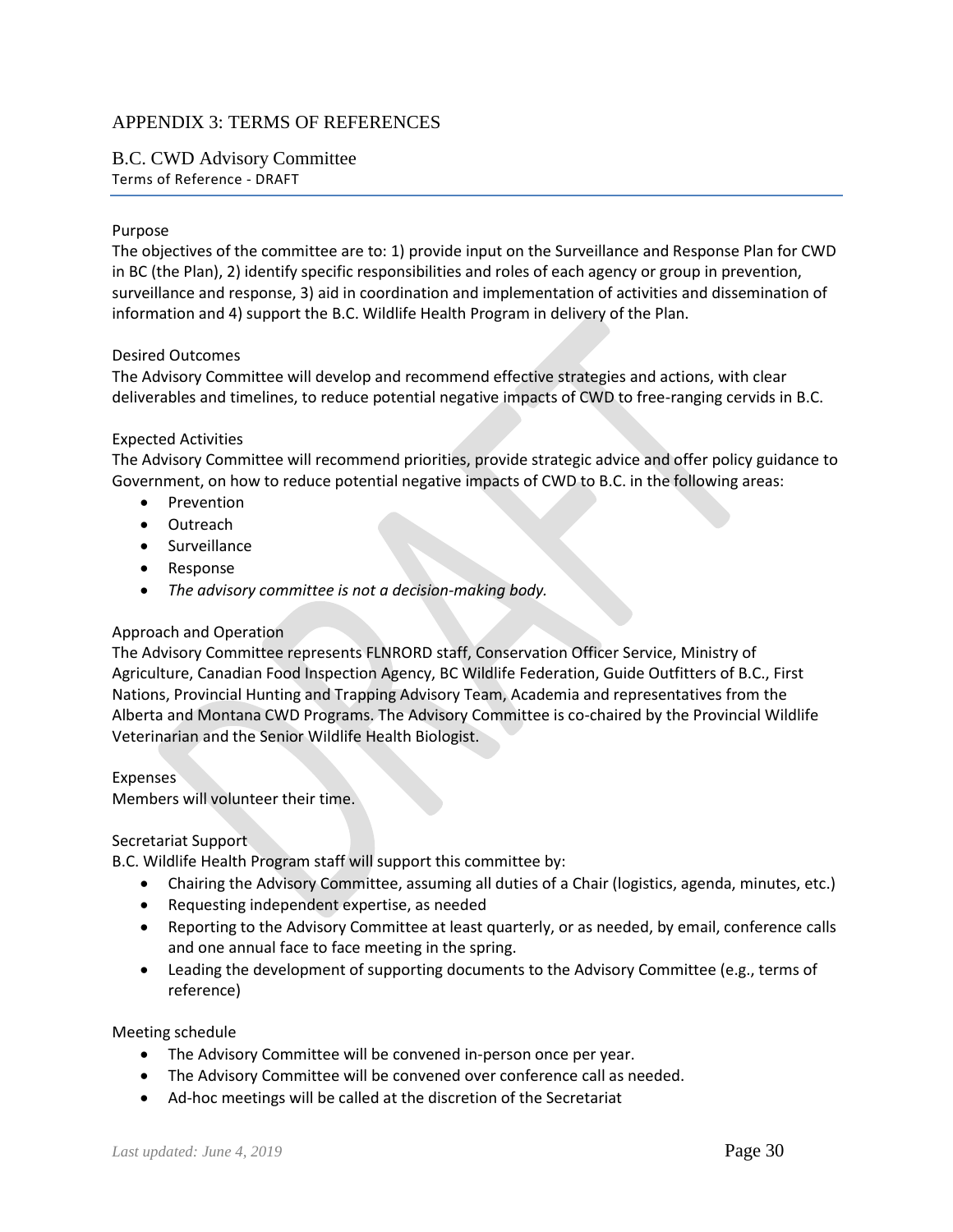# APPENDIX 3: TERMS OF REFERENCES

## B.C. CWD Advisory Committee

Terms of Reference - DRAFT

### Purpose

The objectives of the committee are to: 1) provide input on the Surveillance and Response Plan for CWD in BC (the Plan), 2) identify specific responsibilities and roles of each agency or group in prevention, surveillance and response, 3) aid in coordination and implementation of activities and dissemination of information and 4) support the B.C. Wildlife Health Program in delivery of the Plan.

### Desired Outcomes

The Advisory Committee will develop and recommend effective strategies and actions, with clear deliverables and timelines, to reduce potential negative impacts of CWD to free-ranging cervids in B.C.

### Expected Activities

The Advisory Committee will recommend priorities, provide strategic advice and offer policy guidance to Government, on how to reduce potential negative impacts of CWD to B.C. in the following areas:

- Prevention
- Outreach
- Surveillance
- Response
- *The advisory committee is not a decision-making body.*

### Approach and Operation

The Advisory Committee represents FLNRORD staff, Conservation Officer Service, Ministry of Agriculture, Canadian Food Inspection Agency, BC Wildlife Federation, Guide Outfitters of B.C., First Nations, Provincial Hunting and Trapping Advisory Team, Academia and representatives from the Alberta and Montana CWD Programs. The Advisory Committee is co-chaired by the Provincial Wildlife Veterinarian and the Senior Wildlife Health Biologist.

### Expenses

Members will volunteer their time.

### Secretariat Support

B.C. Wildlife Health Program staff will support this committee by:

- Chairing the Advisory Committee, assuming all duties of a Chair (logistics, agenda, minutes, etc.)
- Requesting independent expertise, as needed
- Reporting to the Advisory Committee at least quarterly, or as needed, by email, conference calls and one annual face to face meeting in the spring.
- Leading the development of supporting documents to the Advisory Committee (e.g., terms of reference)

### Meeting schedule

- The Advisory Committee will be convened in-person once per year.
- The Advisory Committee will be convened over conference call as needed.
- Ad-hoc meetings will be called at the discretion of the Secretariat

*Last updated: June 4, 2019*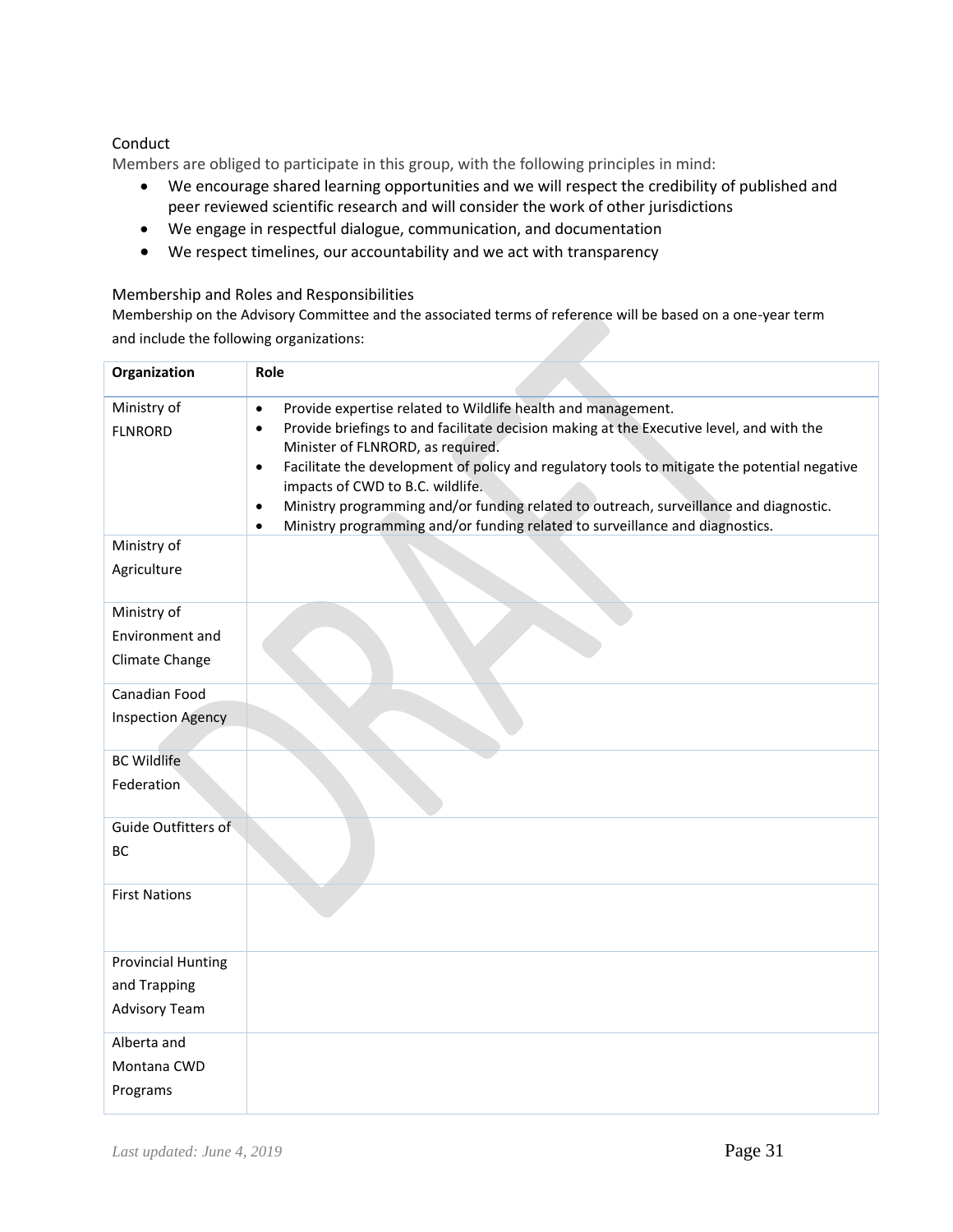### Conduct

Members are obliged to participate in this group, with the following principles in mind:

- We encourage shared learning opportunities and we will respect the credibility of published and peer reviewed scientific research and will consider the work of other jurisdictions
- We engage in respectful dialogue, communication, and documentation
- We respect timelines, our accountability and we act with transparency

### Membership and Roles and Responsibilities

Membership on the Advisory Committee and the associated terms of reference will be based on a one-year term and include the following organizations:

| Organization | Role |
|---|---|
| Ministry of FLNRORD | • Provide expertise related to Wildlife health and management.<br>• Provide briefings to and facilitate decision making at the Executive level, and with the Minister of FLNRORD, as required.<br>• Facilitate the development of policy and regulatory tools to mitigate the potential negative impacts of CWD to B.C. wildlife.<br>• Ministry programming and/or funding related to outreach, surveillance and diagnostic.<br>• Ministry programming and/or funding related to surveillance and diagnostics. |
| Ministry of Agriculture | |
| Ministry of Environment and Climate Change | |
| Canadian Food Inspection Agency | |
| BC Wildlife Federation | |
| Guide Outfitters of BC | |
| First Nations | |
| Provincial Hunting and Trapping Advisory Team | |
| Alberta and Montana CWD Programs | |

*Last updated: June 4, 2019*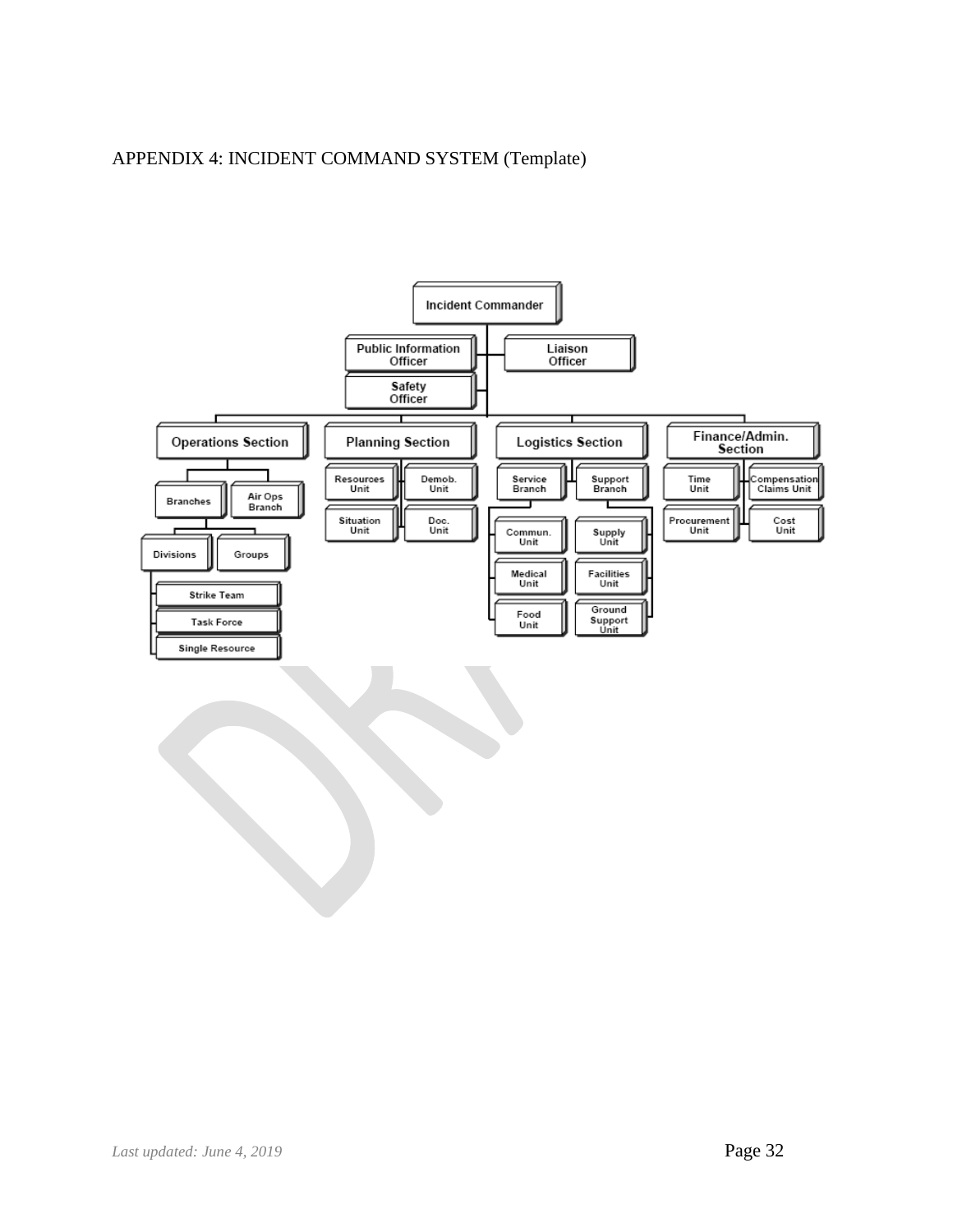APPENDIX 4: INCIDENT COMMAND SYSTEM (Template)

Incident Commander

Public Information Officer

Liaison Officer

Safety Officer

Operations Section

Branches

Air Ops Branch

Divisions

Groups

Strike Team

Task Force

Single Resource

Planning Section

Resources Unit

Demob. Unit

Situation Unit

Doc. Unit

Logistics Section

Service Branch

Support Branch

Commun. Unit

Medical Unit

Food Unit

Supply Unit

Facilities Unit

Ground Support Unit

Finance/Admin. Section

Time Unit

Compensation Claims Unit

Procurement Unit

Cost Unit

*Last updated: June 4, 2019*